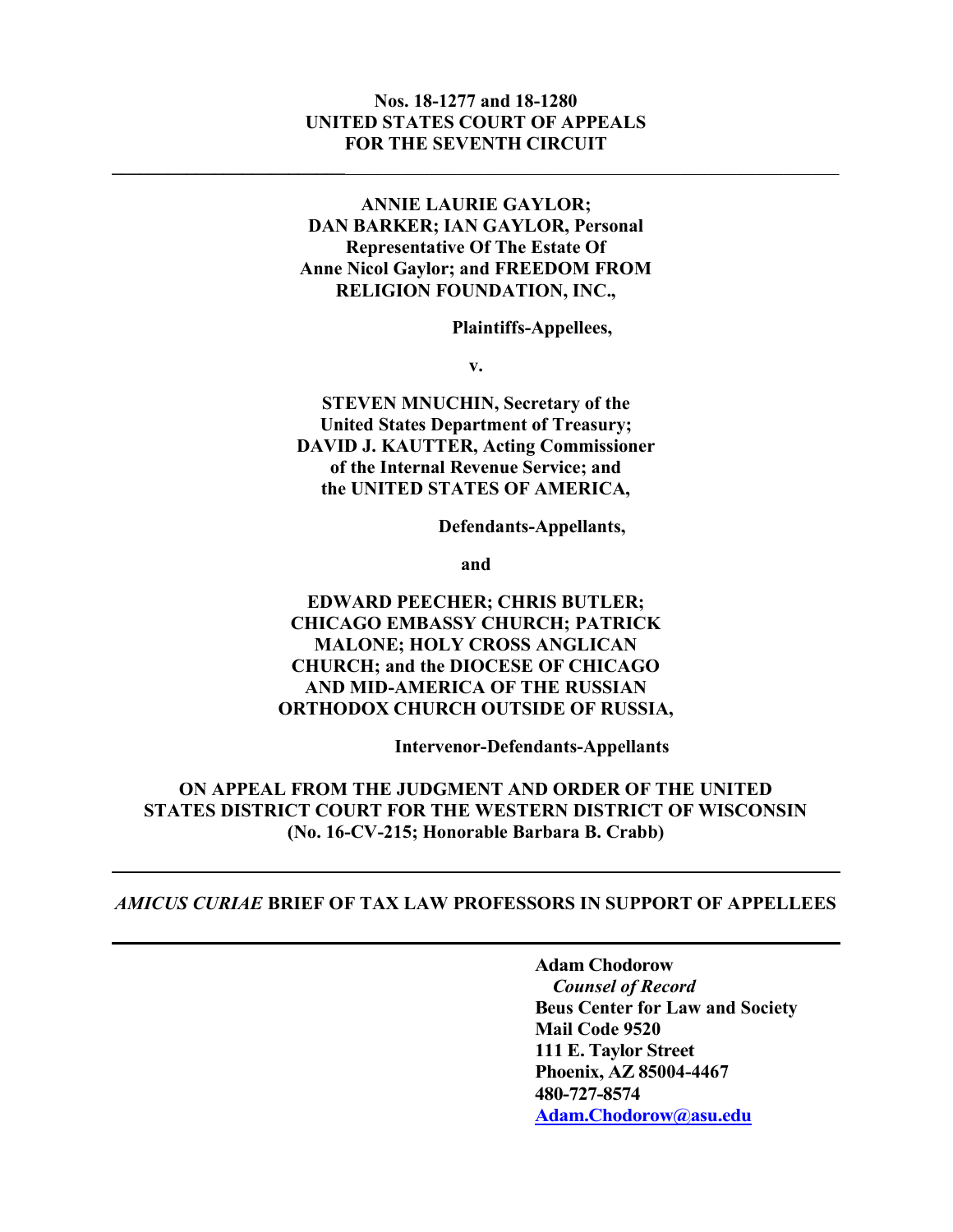**Nos. 18-1277 and 18-1280**
**UNITED STATES COURT OF APPEALS**
**FOR THE SEVENTH CIRCUIT**

---

**ANNIE LAURIE GAYLOR; DAN BARKER; IAN GAYLOR, Personal Representative Of The Estate Of Anne Nicol Gaylor; and FREEDOM FROM RELIGION FOUNDATION, INC.,**

**Plaintiffs-Appellees,**

**v.**

**STEVEN MNUCHIN, Secretary of the United States Department of Treasury; DAVID J. KAUTTER, Acting Commissioner of the Internal Revenue Service; and the UNITED STATES OF AMERICA,**

**Defendants-Appellants,**

**and**

**EDWARD PEECHER; CHRIS BUTLER; CHICAGO EMBASSY CHURCH; PATRICK MALONE; HOLY CROSS ANGLICAN CHURCH; and the DIOCESE OF CHICAGO AND MID-AMERICA OF THE RUSSIAN ORTHODOX CHURCH OUTSIDE OF RUSSIA,**

**Intervenor-Defendants-Appellants**

**ON APPEAL FROM THE JUDGMENT AND ORDER OF THE UNITED STATES DISTRICT COURT FOR THE WESTERN DISTRICT OF WISCONSIN (No. 16-CV-215; Honorable Barbara B. Crabb)**

---

***AMICUS CURIAE* BRIEF OF TAX LAW PROFESSORS IN SUPPORT OF APPELLEES**

---

**Adam Chodorow**
***Counsel of Record***
**Beus Center for Law and Society**
**Mail Code 9520**
**111 E. Taylor Street**
**Phoenix, AZ 85004-4467**
**480-727-8574**
**Adam.Chodorow@asu.edu**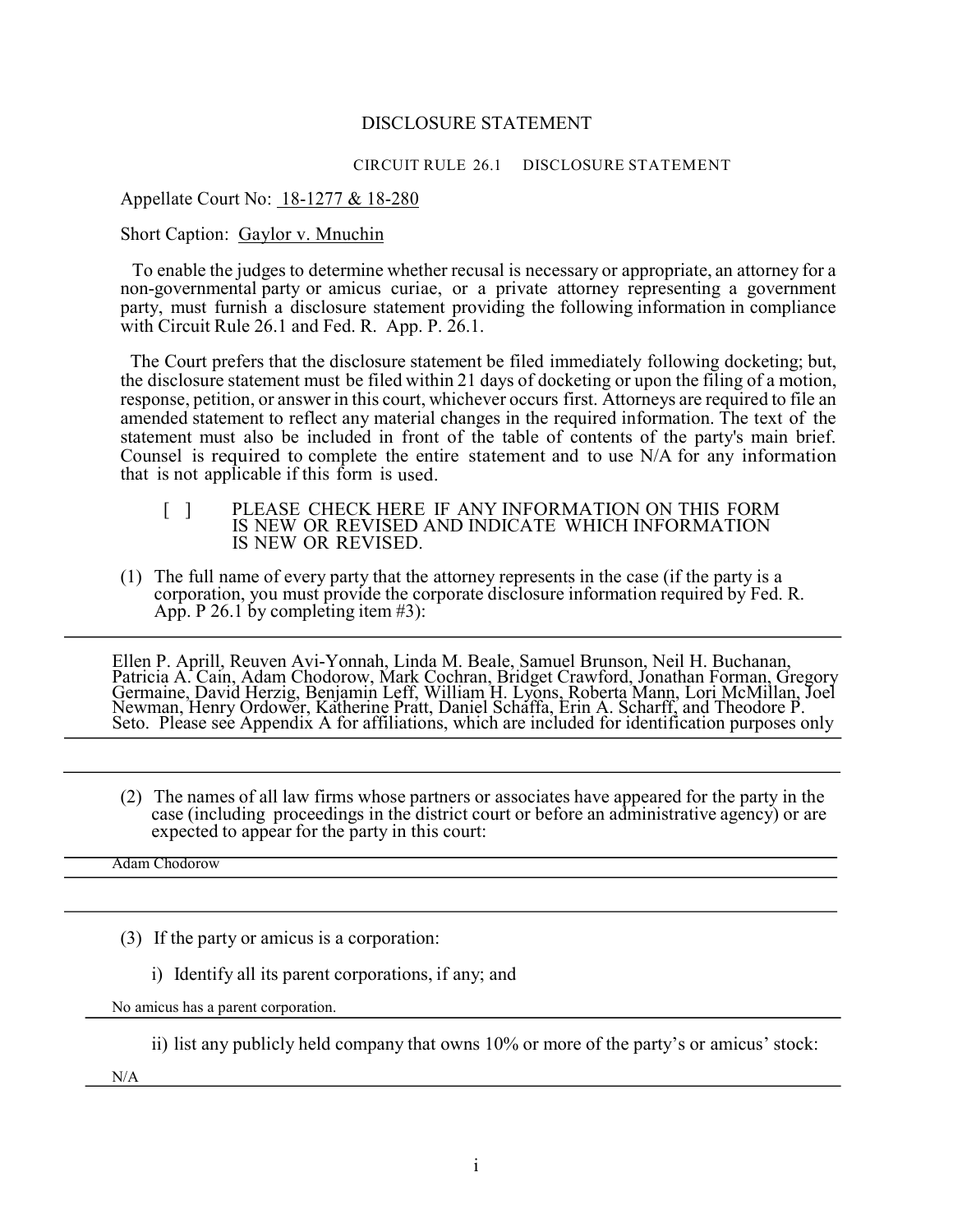# DISCLOSURE STATEMENT

CIRCUIT RULE 26.1 DISCLOSURE STATEMENT

Appellate Court No: 18-1277 & 18-280

Short Caption: Gaylor v. Mnuchin

To enable the judges to determine whether recusal is necessary or appropriate, an attorney for a non-governmental party or amicus curiae, or a private attorney representing a government party, must furnish a disclosure statement providing the following information in compliance with Circuit Rule 26.1 and Fed. R. App. P. 26.1.

The Court prefers that the disclosure statement be filed immediately following docketing; but, the disclosure statement must be filed within 21 days of docketing or upon the filing of a motion, response, petition, or answer in this court, whichever occurs first. Attorneys are required to file an amended statement to reflect any material changes in the required information. The text of the statement must also be included in front of the table of contents of the party's main brief. Counsel is required to complete the entire statement and to use N/A for any information that is not applicable if this form is used.

[ ] PLEASE CHECK HERE IF ANY INFORMATION ON THIS FORM IS NEW OR REVISED AND INDICATE WHICH INFORMATION IS NEW OR REVISED.

(1) The full name of every party that the attorney represents in the case (if the party is a corporation, you must provide the corporate disclosure information required by Fed. R. App. P 26.1 by completing item #3):

Ellen P. Aprill, Reuven Avi-Yonnah, Linda M. Beale, Samuel Brunson, Neil H. Buchanan, Patricia A. Cain, Adam Chodorow, Mark Cochran, Bridget Crawford, Jonathan Forman, Gregory Germaine, David Herzig, Benjamin Leff, William H. Lyons, Roberta Mann, Lori McMillan, Joel Newman, Henry Ordower, Katherine Pratt, Daniel Schaffa, Erin A. Scharff, and Theodore P. Seto. Please see Appendix A for affiliations, which are included for identification purposes only

(2) The names of all law firms whose partners or associates have appeared for the party in the case (including proceedings in the district court or before an administrative agency) or are expected to appear for the party in this court:

Adam Chodorow

(3) If the party or amicus is a corporation:

i) Identify all its parent corporations, if any; and

No amicus has a parent corporation.

ii) list any publicly held company that owns 10% or more of the party's or amicus' stock:

N/A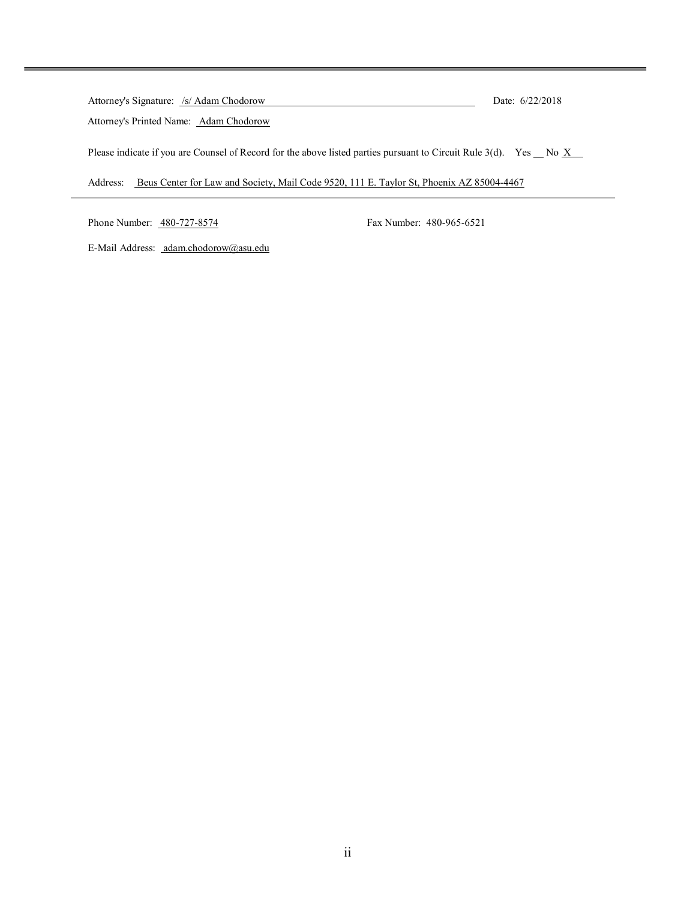Attorney's Signature: /s/ Adam Chodorow Date: 6/22/2018

Attorney's Printed Name: Adam Chodorow

Please indicate if you are Counsel of Record for the above listed parties pursuant to Circuit Rule 3(d). Yes __ No X

Address: Beus Center for Law and Society, Mail Code 9520, 111 E. Taylor St, Phoenix AZ 85004-4467

Phone Number: 480-727-8574 Fax Number: 480-965-6521

E-Mail Address: adam.chodorow@asu.edu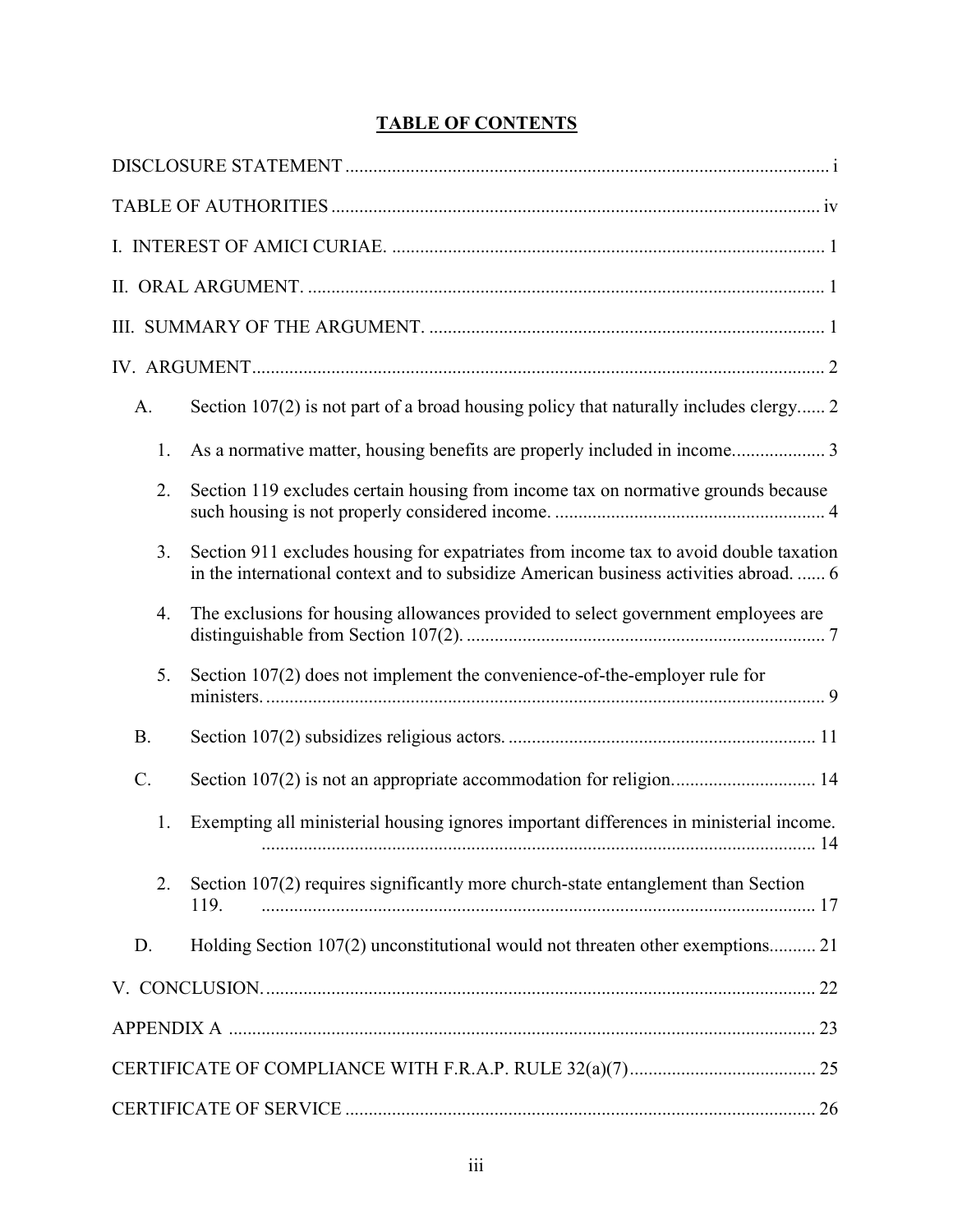# TABLE OF CONTENTS

DISCLOSURE STATEMENT ..... i

TABLE OF AUTHORITIES ..... iv

I. INTEREST OF AMICI CURIAE. ..... 1

II. ORAL ARGUMENT. ..... 1

III. SUMMARY OF THE ARGUMENT. ..... 1

IV. ARGUMENT ..... 2

- A. Section 107(2) is not part of a broad housing policy that naturally includes clergy ..... 2
  - 1. As a normative matter, housing benefits are properly included in income ..... 3
  - 2. Section 119 excludes certain housing from income tax on normative grounds because such housing is not properly considered income. ..... 4
  - 3. Section 911 excludes housing for expatriates from income tax to avoid double taxation in the international context and to subsidize American business activities abroad. ..... 6
  - 4. The exclusions for housing allowances provided to select government employees are distinguishable from Section 107(2). ..... 7
  - 5. Section 107(2) does not implement the convenience-of-the-employer rule for ministers. ..... 9
- B. Section 107(2) subsidizes religious actors. ..... 11
- C. Section 107(2) is not an appropriate accommodation for religion. ..... 14
  - 1. Exempting all ministerial housing ignores important differences in ministerial income. ..... 14
  - 2. Section 107(2) requires significantly more church-state entanglement than Section 119. ..... 17
- D. Holding Section 107(2) unconstitutional would not threaten other exemptions ..... 21

V. CONCLUSION. ..... 22

APPENDIX A ..... 23

CERTIFICATE OF COMPLIANCE WITH F.R.A.P. RULE 32(a)(7) ..... 25

CERTIFICATE OF SERVICE ..... 26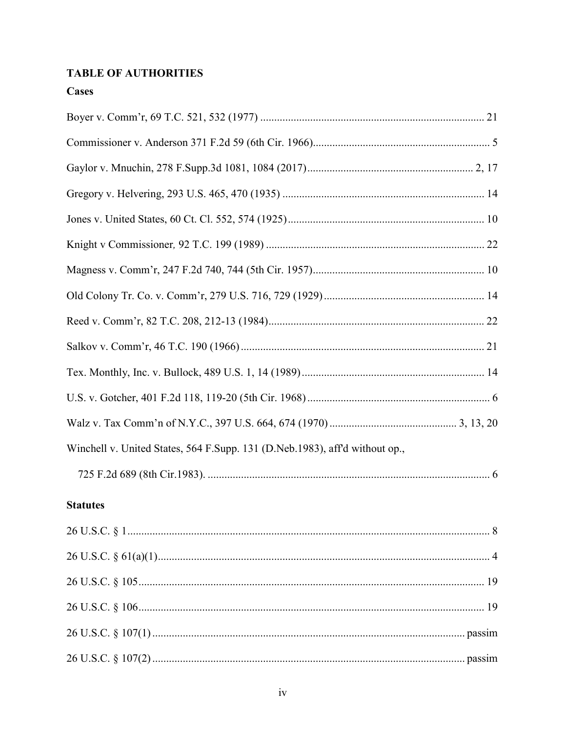## TABLE OF AUTHORITIES

### Cases

Boyer v. Comm'r, 69 T.C. 521, 532 (1977) ........................................................................ 21

Commissioner v. Anderson 371 F.2d 59 (6th Cir. 1966)........................................................ 5

Gaylor v. Mnuchin, 278 F.Supp.3d 1081, 1084 (2017)........................................................ 2, 17

Gregory v. Helvering, 293 U.S. 465, 470 (1935) .................................................................. 14

Jones v. United States, 60 Ct. Cl. 552, 574 (1925)................................................................ 10

Knight v Commissioner*,* 92 T.C. 199 (1989) ........................................................................ 22

Magness v. Comm'r, 247 F.2d 740, 744 (5th Cir. 1957)........................................................ 10

Old Colony Tr. Co. v. Comm'r, 279 U.S. 716, 729 (1929)...................................................... 14

Reed v. Comm'r, 82 T.C. 208, 212-13 (1984)........................................................................ 22

Salkov v. Comm'r, 46 T.C. 190 (1966).................................................................................. 21

Tex. Monthly, Inc. v. Bullock, 489 U.S. 1, 14 (1989)............................................................ 14

U.S. v. Gotcher, 401 F.2d 118, 119-20 (5th Cir. 1968).......................................................... 6

Walz v. Tax Comm'n of N.Y.C., 397 U.S. 664, 674 (1970) .............................................. 3, 13, 20

Winchell v. United States, 564 F.Supp. 131 (D.Neb.1983), aff'd without op.,

725 F.2d 689 (8th Cir.1983). ................................................................................................ 6

### Statutes

26 U.S.C. § 1.......................................................................................................................... 8

26 U.S.C. § 61(a)(1)............................................................................................................... 4

26 U.S.C. § 105.................................................................................................................... 19

26 U.S.C. § 106.................................................................................................................... 19

26 U.S.C. § 107(1) ........................................................................................................ passim

26 U.S.C. § 107(2) ........................................................................................................ passim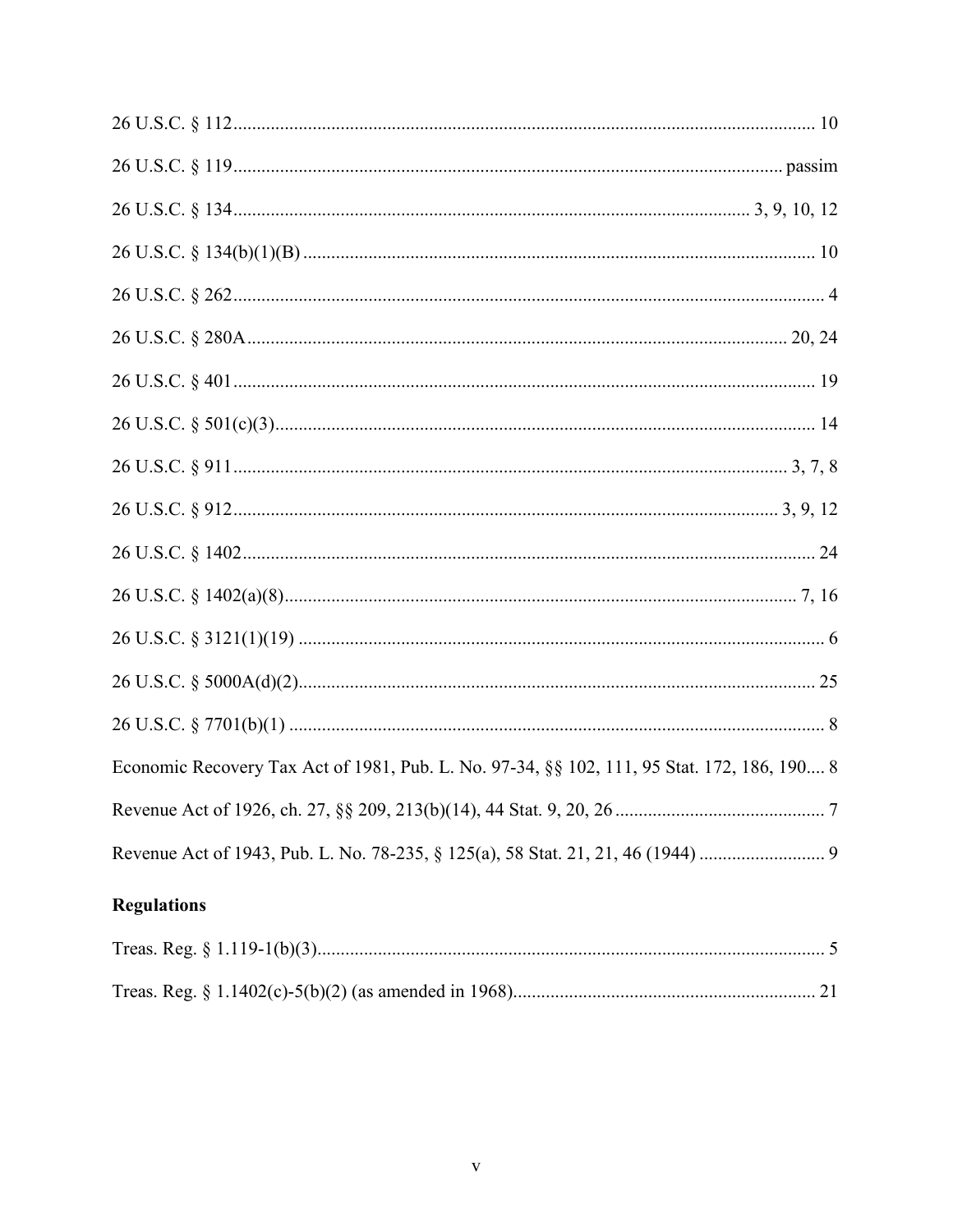26 U.S.C. § 112 ............................................................................................................................ 10

26 U.S.C. § 119 ..................................................................................................................... passim

26 U.S.C. § 134 ............................................................................................................ 3, 9, 10, 12

26 U.S.C. § 134(b)(1)(B) ............................................................................................................ 10

26 U.S.C. § 262 .............................................................................................................................. 4

26 U.S.C. § 280A ................................................................................................................... 20, 24

26 U.S.C. § 401 ............................................................................................................................ 19

26 U.S.C. § 501(c)(3) .................................................................................................................. 14

26 U.S.C. § 911 ........................................................................................................................ 3, 7, 8

26 U.S.C. § 912 ..................................................................................................................... 3, 9, 12

26 U.S.C. § 1402 .......................................................................................................................... 24

26 U.S.C. § 1402(a)(8) ............................................................................................................. 7, 16

26 U.S.C. § 3121(1)(19) ................................................................................................................ 6

26 U.S.C. § 5000A(d)(2) .............................................................................................................. 25

26 U.S.C. § 7701(b)(1) .................................................................................................................. 8

Economic Recovery Tax Act of 1981, Pub. L. No. 97-34, §§ 102, 111, 95 Stat. 172, 186, 190 .... 8

Revenue Act of 1926, ch. 27, §§ 209, 213(b)(14), 44 Stat. 9, 20, 26 ............................................. 7

Revenue Act of 1943, Pub. L. No. 78-235, § 125(a), 58 Stat. 21, 21, 46 (1944) ........................... 9

**Regulations**

Treas. Reg. § 1.119-1(b)(3) ............................................................................................................ 5

Treas. Reg. § 1.1402(c)-5(b)(2) (as amended in 1968) ................................................................ 21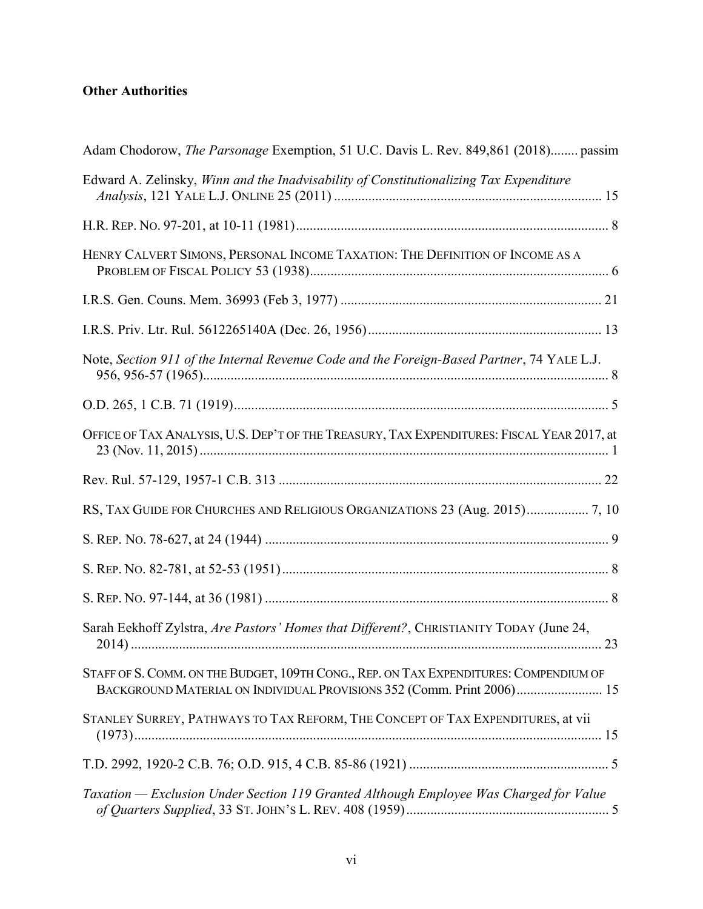**Other Authorities**

Adam Chodorow, *The Parsonage* Exemption, 51 U.C. Davis L. Rev. 849,861 (2018)........ passim

Edward A. Zelinsky, *Winn and the Inadvisability of Constitutionalizing Tax Expenditure Analysis*, 121 YALE L.J. ONLINE 25 (2011) .............................................................................. 15

H.R. REP. NO. 97-201, at 10-11 (1981)........................................................................................... 8

HENRY CALVERT SIMONS, PERSONAL INCOME TAXATION: THE DEFINITION OF INCOME AS A PROBLEM OF FISCAL POLICY 53 (1938)....................................................................................... 6

I.R.S. Gen. Couns. Mem. 36993 (Feb 3, 1977) ........................................................................... 21

I.R.S. Priv. Ltr. Rul. 5612265140A (Dec. 26, 1956).................................................................... 13

Note, *Section 911 of the Internal Revenue Code and the Foreign-Based Partner*, 74 YALE L.J. 956, 956-57 (1965)...................................................................................................................... 8

O.D. 265, 1 C.B. 71 (1919)............................................................................................................ 5

OFFICE OF TAX ANALYSIS, U.S. DEP'T OF THE TREASURY, TAX EXPENDITURES: FISCAL YEAR 2017, at 23 (Nov. 11, 2015) ...................................................................................................................... 1

Rev. Rul. 57-129, 1957-1 C.B. 313 .............................................................................................. 22

RS, TAX GUIDE FOR CHURCHES AND RELIGIOUS ORGANIZATIONS 23 (Aug. 2015).................. 7, 10

S. REP. NO. 78-627, at 24 (1944) .................................................................................................... 9

S. REP. NO. 82-781, at 52-53 (1951).............................................................................................. 8

S. REP. NO. 97-144, at 36 (1981) .................................................................................................... 8

Sarah Eekhoff Zylstra, *Are Pastors' Homes that Different?*, CHRISTIANITY TODAY (June 24, 2014) ......................................................................................................................................... 23

STAFF OF S. COMM. ON THE BUDGET, 109TH CONG., REP. ON TAX EXPENDITURES: COMPENDIUM OF BACKGROUND MATERIAL ON INDIVIDUAL PROVISIONS 352 (Comm. Print 2006)......................... 15

STANLEY SURREY, PATHWAYS TO TAX REFORM, THE CONCEPT OF TAX EXPENDITURES, at vii (1973)........................................................................................................................................ 15

T.D. 2992, 1920-2 C.B. 76; O.D. 915, 4 C.B. 85-86 (1921) .......................................................... 5

*Taxation — Exclusion Under Section 119 Granted Although Employee Was Charged for Value of Quarters Supplied*, 33 ST. JOHN'S L. REV. 408 (1959)........................................................... 5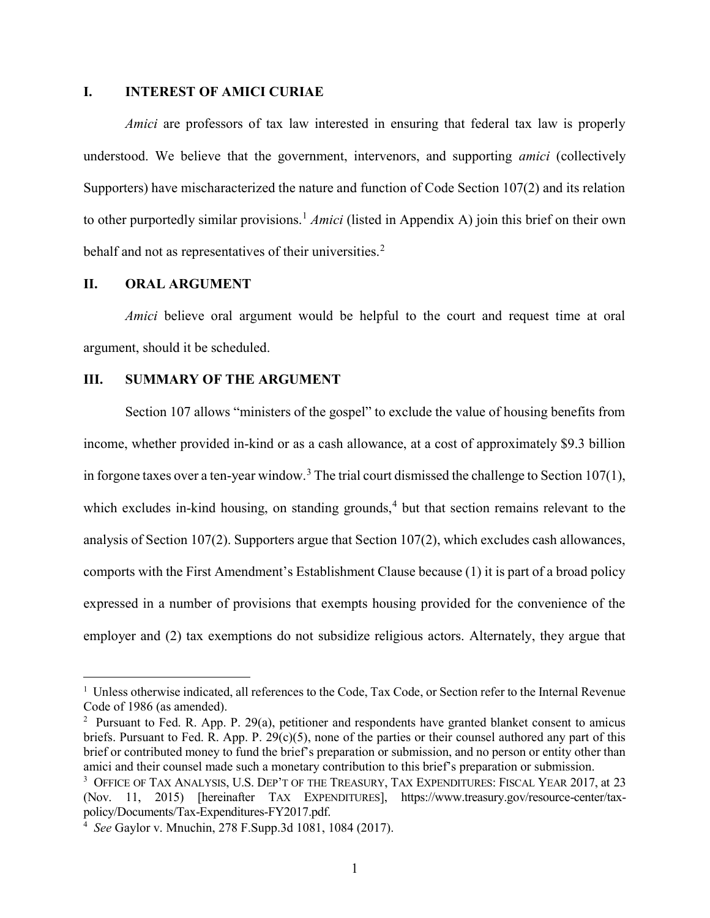## I. INTEREST OF AMICI CURIAE

*Amici* are professors of tax law interested in ensuring that federal tax law is properly understood. We believe that the government, intervenors, and supporting *amici* (collectively Supporters) have mischaracterized the nature and function of Code Section 107(2) and its relation to other purportedly similar provisions.[1] *Amici* (listed in Appendix A) join this brief on their own behalf and not as representatives of their universities.[2]

## II. ORAL ARGUMENT

*Amici* believe oral argument would be helpful to the court and request time at oral argument, should it be scheduled.

## III. SUMMARY OF THE ARGUMENT

Section 107 allows "ministers of the gospel" to exclude the value of housing benefits from income, whether provided in-kind or as a cash allowance, at a cost of approximately $9.3 billion in forgone taxes over a ten-year window.[3] The trial court dismissed the challenge to Section 107(1), which excludes in-kind housing, on standing grounds,[4] but that section remains relevant to the analysis of Section 107(2). Supporters argue that Section 107(2), which excludes cash allowances, comports with the First Amendment's Establishment Clause because (1) it is part of a broad policy expressed in a number of provisions that exempts housing provided for the convenience of the employer and (2) tax exemptions do not subsidize religious actors. Alternately, they argue that

---

[1] Unless otherwise indicated, all references to the Code, Tax Code, or Section refer to the Internal Revenue Code of 1986 (as amended).

[2] Pursuant to Fed. R. App. P. 29(a), petitioner and respondents have granted blanket consent to amicus briefs. Pursuant to Fed. R. App. P. 29(c)(5), none of the parties or their counsel authored any part of this brief or contributed money to fund the brief's preparation or submission, and no person or entity other than amici and their counsel made such a monetary contribution to this brief's preparation or submission.

[3] OFFICE OF TAX ANALYSIS, U.S. DEP'T OF THE TREASURY, TAX EXPENDITURES: FISCAL YEAR 2017, at 23 (Nov. 11, 2015) [hereinafter TAX EXPENDITURES], https://www.treasury.gov/resource-center/tax-policy/Documents/Tax-Expenditures-FY2017.pdf.

[4] *See* Gaylor v. Mnuchin, 278 F.Supp.3d 1081, 1084 (2017).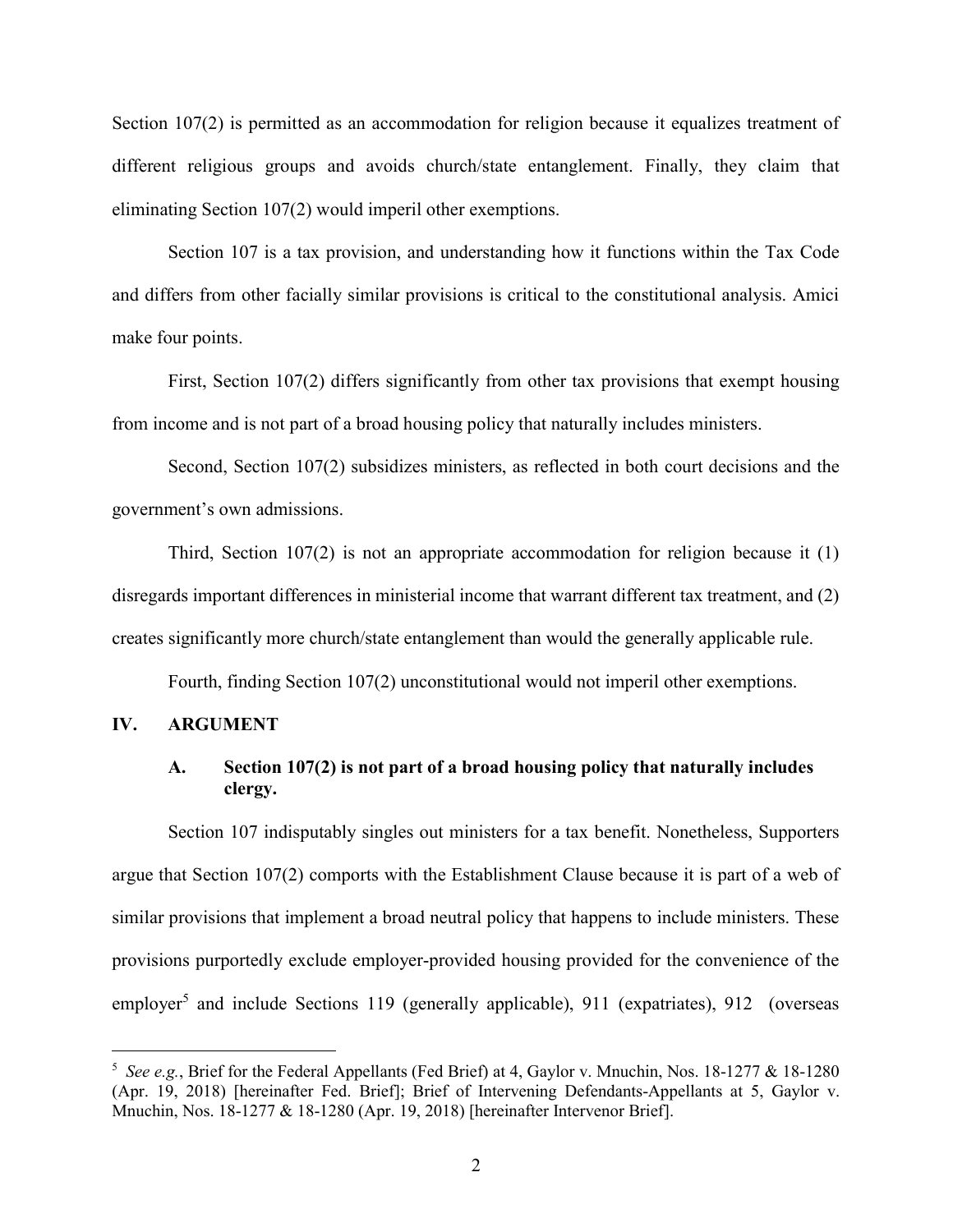Section 107(2) is permitted as an accommodation for religion because it equalizes treatment of different religious groups and avoids church/state entanglement. Finally, they claim that eliminating Section 107(2) would imperil other exemptions.

Section 107 is a tax provision, and understanding how it functions within the Tax Code and differs from other facially similar provisions is critical to the constitutional analysis. Amici make four points.

First, Section 107(2) differs significantly from other tax provisions that exempt housing from income and is not part of a broad housing policy that naturally includes ministers.

Second, Section 107(2) subsidizes ministers, as reflected in both court decisions and the government's own admissions.

Third, Section 107(2) is not an appropriate accommodation for religion because it (1) disregards important differences in ministerial income that warrant different tax treatment, and (2) creates significantly more church/state entanglement than would the generally applicable rule.

Fourth, finding Section 107(2) unconstitutional would not imperil other exemptions.

## IV. ARGUMENT

### A. Section 107(2) is not part of a broad housing policy that naturally includes clergy.

Section 107 indisputably singles out ministers for a tax benefit. Nonetheless, Supporters argue that Section 107(2) comports with the Establishment Clause because it is part of a web of similar provisions that implement a broad neutral policy that happens to include ministers. These provisions purportedly exclude employer-provided housing provided for the convenience of the employer[5] and include Sections 119 (generally applicable), 911 (expatriates), 912 (overseas

---

[5] *See e.g.*, Brief for the Federal Appellants (Fed Brief) at 4, Gaylor v. Mnuchin, Nos. 18-1277 & 18-1280 (Apr. 19, 2018) [hereinafter Fed. Brief]; Brief of Intervening Defendants-Appellants at 5, Gaylor v. Mnuchin, Nos. 18-1277 & 18-1280 (Apr. 19, 2018) [hereinafter Intervenor Brief].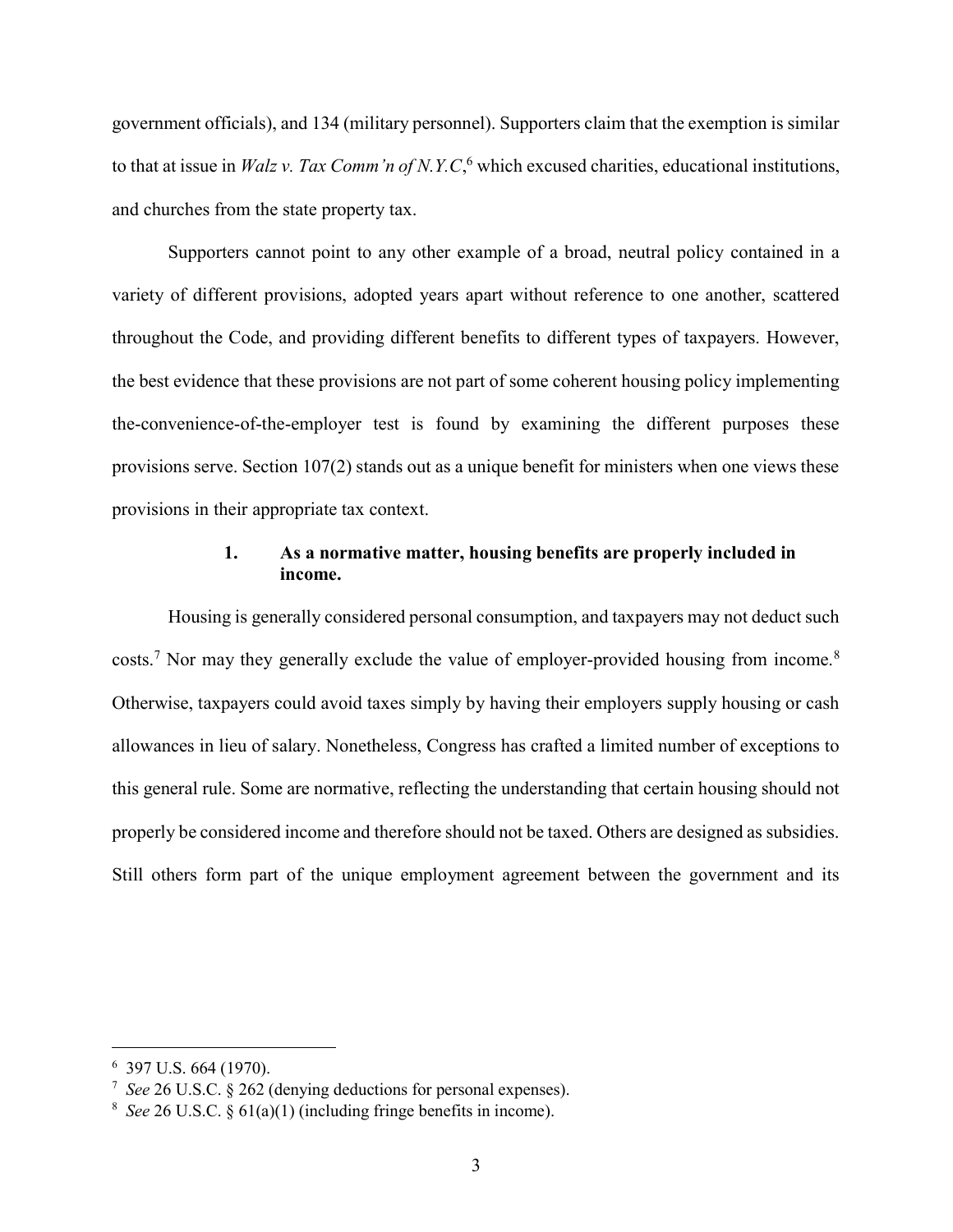government officials), and 134 (military personnel). Supporters claim that the exemption is similar to that at issue in *Walz v. Tax Comm'n of N.Y.C*,[6] which excused charities, educational institutions, and churches from the state property tax.

Supporters cannot point to any other example of a broad, neutral policy contained in a variety of different provisions, adopted years apart without reference to one another, scattered throughout the Code, and providing different benefits to different types of taxpayers. However, the best evidence that these provisions are not part of some coherent housing policy implementing the-convenience-of-the-employer test is found by examining the different purposes these provisions serve. Section 107(2) stands out as a unique benefit for ministers when one views these provisions in their appropriate tax context.

### 1. As a normative matter, housing benefits are properly included in income.

Housing is generally considered personal consumption, and taxpayers may not deduct such costs.[7] Nor may they generally exclude the value of employer-provided housing from income.[8] Otherwise, taxpayers could avoid taxes simply by having their employers supply housing or cash allowances in lieu of salary. Nonetheless, Congress has crafted a limited number of exceptions to this general rule. Some are normative, reflecting the understanding that certain housing should not properly be considered income and therefore should not be taxed. Others are designed as subsidies. Still others form part of the unique employment agreement between the government and its

---

[6] 397 U.S. 664 (1970).

[7] *See* 26 U.S.C. § 262 (denying deductions for personal expenses).

[8] *See* 26 U.S.C. § 61(a)(1) (including fringe benefits in income).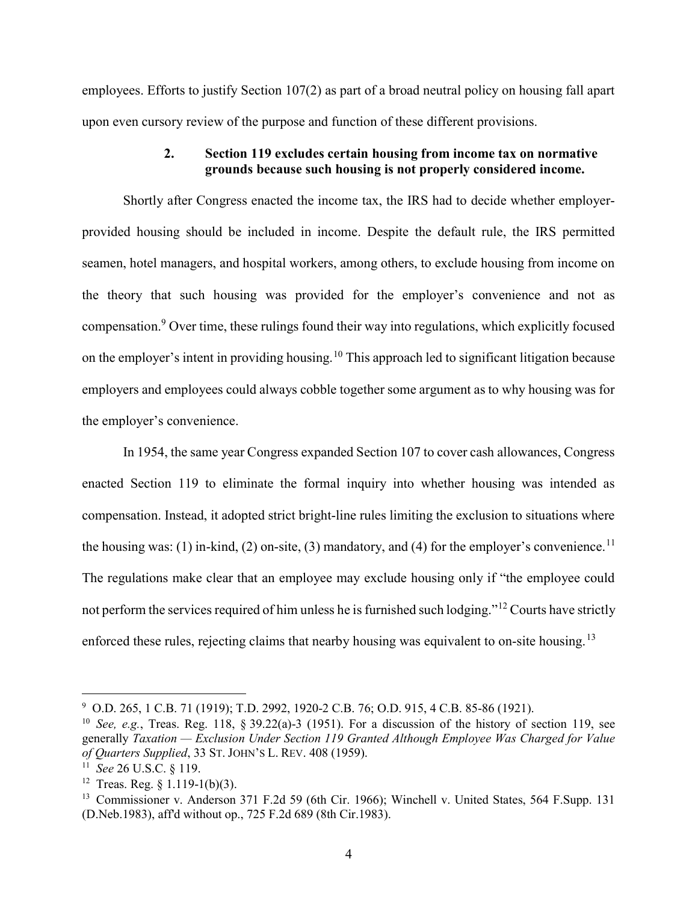employees. Efforts to justify Section 107(2) as part of a broad neutral policy on housing fall apart upon even cursory review of the purpose and function of these different provisions.

### 2. Section 119 excludes certain housing from income tax on normative grounds because such housing is not properly considered income.

Shortly after Congress enacted the income tax, the IRS had to decide whether employer-provided housing should be included in income. Despite the default rule, the IRS permitted seamen, hotel managers, and hospital workers, among others, to exclude housing from income on the theory that such housing was provided for the employer's convenience and not as compensation.[9] Over time, these rulings found their way into regulations, which explicitly focused on the employer's intent in providing housing.[10] This approach led to significant litigation because employers and employees could always cobble together some argument as to why housing was for the employer's convenience.

In 1954, the same year Congress expanded Section 107 to cover cash allowances, Congress enacted Section 119 to eliminate the formal inquiry into whether housing was intended as compensation. Instead, it adopted strict bright-line rules limiting the exclusion to situations where the housing was: (1) in-kind, (2) on-site, (3) mandatory, and (4) for the employer's convenience.[11] The regulations make clear that an employee may exclude housing only if "the employee could not perform the services required of him unless he is furnished such lodging."[12] Courts have strictly enforced these rules, rejecting claims that nearby housing was equivalent to on-site housing.[13]

---

[9] O.D. 265, 1 C.B. 71 (1919); T.D. 2992, 1920-2 C.B. 76; O.D. 915, 4 C.B. 85-86 (1921).

[10] *See, e.g.*, Treas. Reg. 118, § 39.22(a)-3 (1951). For a discussion of the history of section 119, see generally *Taxation — Exclusion Under Section 119 Granted Although Employee Was Charged for Value of Quarters Supplied*, 33 ST. JOHN'S L. REV. 408 (1959).

[11] *See* 26 U.S.C. § 119.

[12] Treas. Reg. § 1.119-1(b)(3).

[13] Commissioner v. Anderson 371 F.2d 59 (6th Cir. 1966); Winchell v. United States, 564 F.Supp. 131 (D.Neb.1983), aff'd without op., 725 F.2d 689 (8th Cir.1983).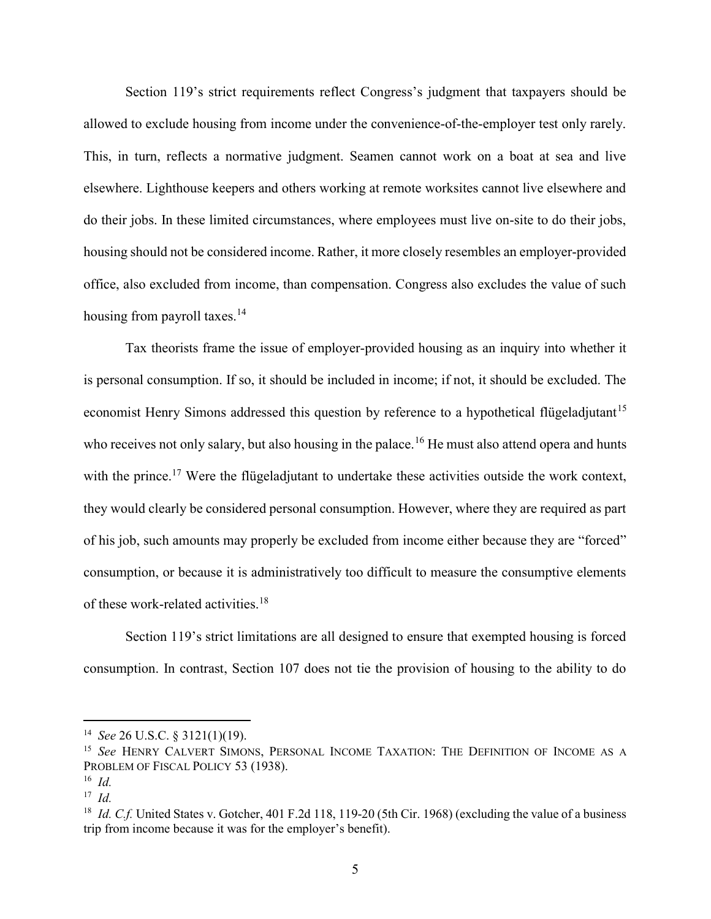Section 119's strict requirements reflect Congress's judgment that taxpayers should be allowed to exclude housing from income under the convenience-of-the-employer test only rarely. This, in turn, reflects a normative judgment. Seamen cannot work on a boat at sea and live elsewhere. Lighthouse keepers and others working at remote worksites cannot live elsewhere and do their jobs. In these limited circumstances, where employees must live on-site to do their jobs, housing should not be considered income. Rather, it more closely resembles an employer-provided office, also excluded from income, than compensation. Congress also excludes the value of such housing from payroll taxes.[14]

Tax theorists frame the issue of employer-provided housing as an inquiry into whether it is personal consumption. If so, it should be included in income; if not, it should be excluded. The economist Henry Simons addressed this question by reference to a hypothetical flügeladjutant[15] who receives not only salary, but also housing in the palace.[16] He must also attend opera and hunts with the prince.[17] Were the flügeladjutant to undertake these activities outside the work context, they would clearly be considered personal consumption. However, where they are required as part of his job, such amounts may properly be excluded from income either because they are "forced" consumption, or because it is administratively too difficult to measure the consumptive elements of these work-related activities.[18]

Section 119's strict limitations are all designed to ensure that exempted housing is forced consumption. In contrast, Section 107 does not tie the provision of housing to the ability to do

---

[14] *See* 26 U.S.C. § 3121(1)(19).

[15] *See* HENRY CALVERT SIMONS, PERSONAL INCOME TAXATION: THE DEFINITION OF INCOME AS A PROBLEM OF FISCAL POLICY 53 (1938).

[16] *Id.*

[17] *Id.*

[18] *Id. C.f.* United States v. Gotcher, 401 F.2d 118, 119-20 (5th Cir. 1968) (excluding the value of a business trip from income because it was for the employer's benefit).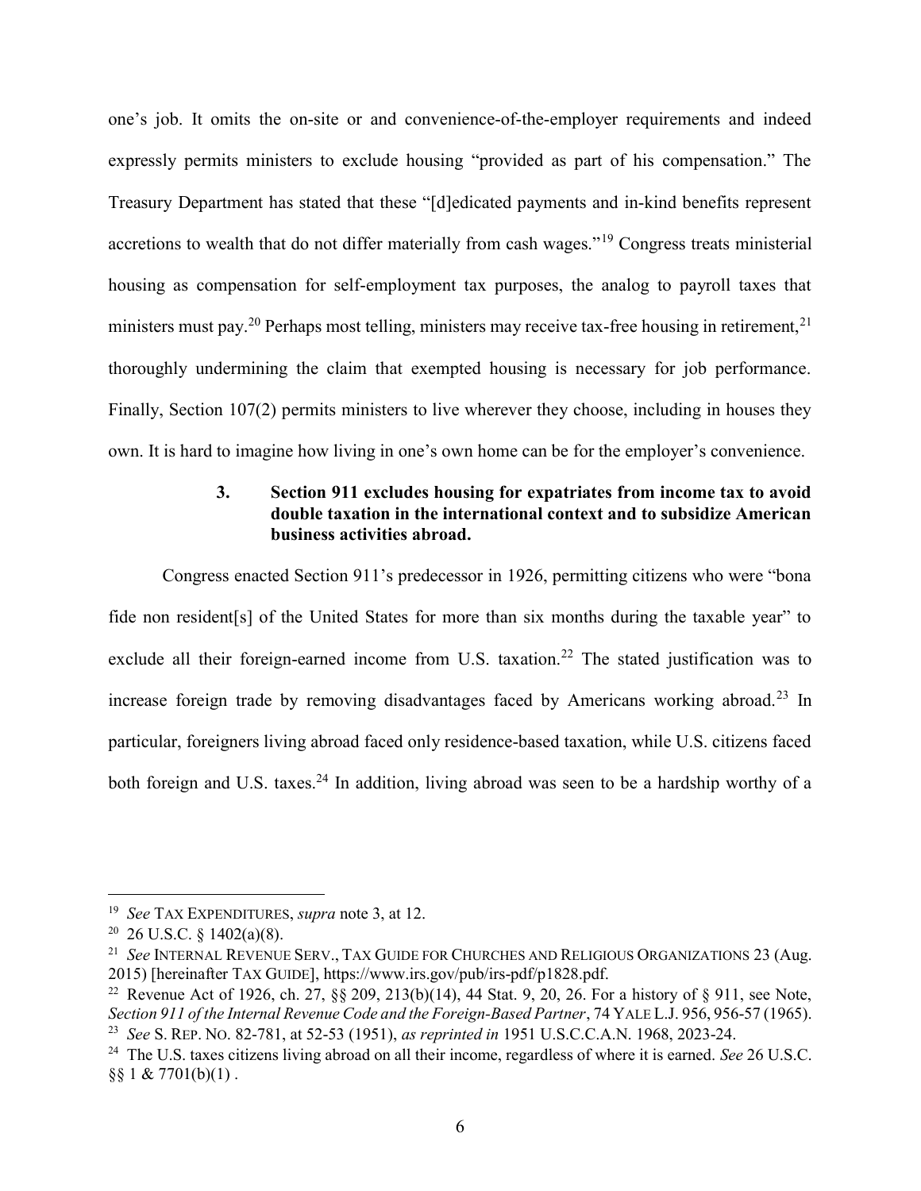one's job. It omits the on-site or and convenience-of-the-employer requirements and indeed expressly permits ministers to exclude housing "provided as part of his compensation." The Treasury Department has stated that these "[d]edicated payments and in-kind benefits represent accretions to wealth that do not differ materially from cash wages."[19] Congress treats ministerial housing as compensation for self-employment tax purposes, the analog to payroll taxes that ministers must pay.[20] Perhaps most telling, ministers may receive tax-free housing in retirement,[21] thoroughly undermining the claim that exempted housing is necessary for job performance. Finally, Section 107(2) permits ministers to live wherever they choose, including in houses they own. It is hard to imagine how living in one's own home can be for the employer's convenience.

### 3. Section 911 excludes housing for expatriates from income tax to avoid double taxation in the international context and to subsidize American business activities abroad.

Congress enacted Section 911's predecessor in 1926, permitting citizens who were "bona fide non resident[s] of the United States for more than six months during the taxable year" to exclude all their foreign-earned income from U.S. taxation.[22] The stated justification was to increase foreign trade by removing disadvantages faced by Americans working abroad.[23] In particular, foreigners living abroad faced only residence-based taxation, while U.S. citizens faced both foreign and U.S. taxes.[24] In addition, living abroad was seen to be a hardship worthy of a

---

[19] *See* TAX EXPENDITURES, *supra* note 3, at 12.

[20] 26 U.S.C. § 1402(a)(8).

[21] *See* INTERNAL REVENUE SERV., TAX GUIDE FOR CHURCHES AND RELIGIOUS ORGANIZATIONS 23 (Aug. 2015) [hereinafter TAX GUIDE], https://www.irs.gov/pub/irs-pdf/p1828.pdf.

[22] Revenue Act of 1926, ch. 27, §§ 209, 213(b)(14), 44 Stat. 9, 20, 26. For a history of § 911, see Note, *Section 911 of the Internal Revenue Code and the Foreign-Based Partner*, 74 YALE L.J. 956, 956-57 (1965).

[23] *See* S. REP. NO. 82-781, at 52-53 (1951), *as reprinted in* 1951 U.S.C.C.A.N. 1968, 2023-24.

[24] The U.S. taxes citizens living abroad on all their income, regardless of where it is earned. *See* 26 U.S.C. §§ 1 & 7701(b)(1) .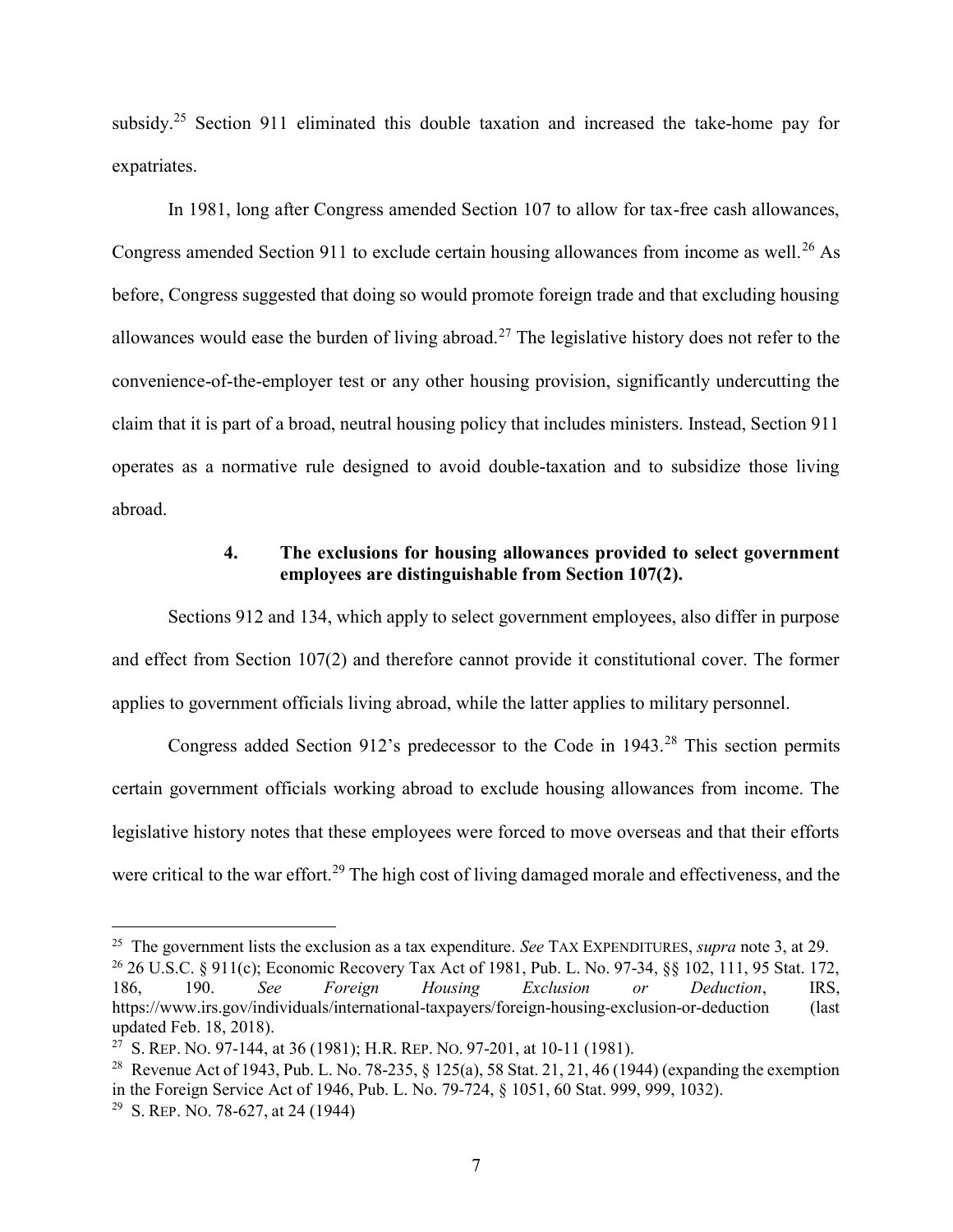subsidy.[25] Section 911 eliminated this double taxation and increased the take-home pay for expatriates.

In 1981, long after Congress amended Section 107 to allow for tax-free cash allowances, Congress amended Section 911 to exclude certain housing allowances from income as well.[26] As before, Congress suggested that doing so would promote foreign trade and that excluding housing allowances would ease the burden of living abroad.[27] The legislative history does not refer to the convenience-of-the-employer test or any other housing provision, significantly undercutting the claim that it is part of a broad, neutral housing policy that includes ministers. Instead, Section 911 operates as a normative rule designed to avoid double-taxation and to subsidize those living abroad.

#### 4. The exclusions for housing allowances provided to select government employees are distinguishable from Section 107(2).

Sections 912 and 134, which apply to select government employees, also differ in purpose and effect from Section 107(2) and therefore cannot provide it constitutional cover. The former applies to government officials living abroad, while the latter applies to military personnel.

Congress added Section 912's predecessor to the Code in 1943.[28] This section permits certain government officials working abroad to exclude housing allowances from income. The legislative history notes that these employees were forced to move overseas and that their efforts were critical to the war effort.[29] The high cost of living damaged morale and effectiveness, and the

---

[25] The government lists the exclusion as a tax expenditure. *See* TAX EXPENDITURES, *supra* note 3, at 29.

[26] 26 U.S.C. § 911(c); Economic Recovery Tax Act of 1981, Pub. L. No. 97-34, §§ 102, 111, 95 Stat. 172, 186, 190. *See Foreign Housing Exclusion or Deduction*, IRS, https://www.irs.gov/individuals/international-taxpayers/foreign-housing-exclusion-or-deduction (last updated Feb. 18, 2018).

[27] S. REP. NO. 97-144, at 36 (1981); H.R. REP. NO. 97-201, at 10-11 (1981).

[28] Revenue Act of 1943, Pub. L. No. 78-235, § 125(a), 58 Stat. 21, 21, 46 (1944) (expanding the exemption in the Foreign Service Act of 1946, Pub. L. No. 79-724, § 1051, 60 Stat. 999, 999, 1032).

[29] S. REP. NO. 78-627, at 24 (1944)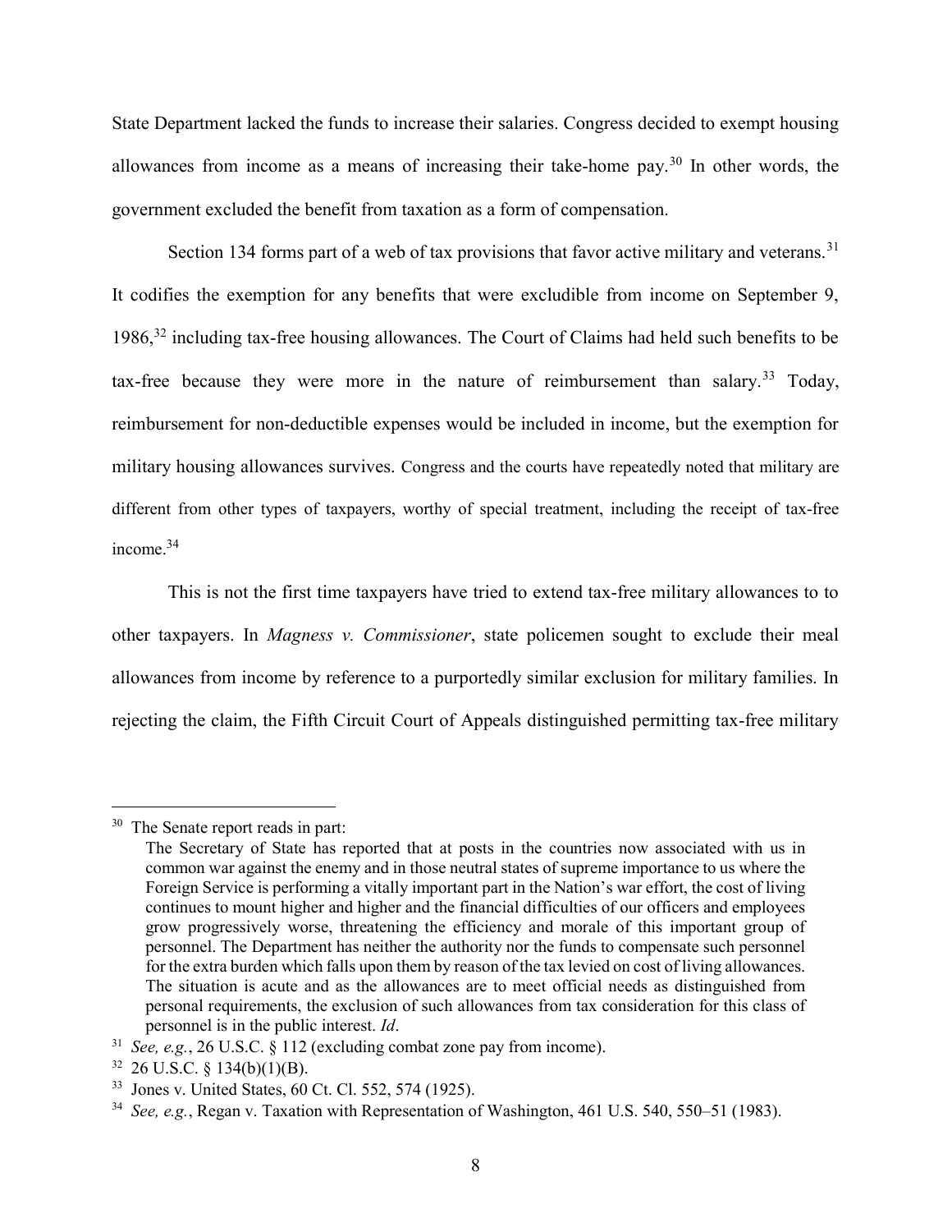State Department lacked the funds to increase their salaries. Congress decided to exempt housing allowances from income as a means of increasing their take-home pay.[30] In other words, the government excluded the benefit from taxation as a form of compensation.

Section 134 forms part of a web of tax provisions that favor active military and veterans.[31] It codifies the exemption for any benefits that were excludible from income on September 9, 1986,[32] including tax-free housing allowances. The Court of Claims had held such benefits to be tax-free because they were more in the nature of reimbursement than salary.[33] Today, reimbursement for non-deductible expenses would be included in income, but the exemption for military housing allowances survives. Congress and the courts have repeatedly noted that military are different from other types of taxpayers, worthy of special treatment, including the receipt of tax-free income.[34]

This is not the first time taxpayers have tried to extend tax-free military allowances to to other taxpayers. In *Magness v. Commissioner*, state policemen sought to exclude their meal allowances from income by reference to a purportedly similar exclusion for military families. In rejecting the claim, the Fifth Circuit Court of Appeals distinguished permitting tax-free military

---

[30] The Senate report reads in part:

> The Secretary of State has reported that at posts in the countries now associated with us in common war against the enemy and in those neutral states of supreme importance to us where the Foreign Service is performing a vitally important part in the Nation's war effort, the cost of living continues to mount higher and higher and the financial difficulties of our officers and employees grow progressively worse, threatening the efficiency and morale of this important group of personnel. The Department has neither the authority nor the funds to compensate such personnel for the extra burden which falls upon them by reason of the tax levied on cost of living allowances. The situation is acute and as the allowances are to meet official needs as distinguished from personal requirements, the exclusion of such allowances from tax consideration for this class of personnel is in the public interest. *Id*.

[31] *See, e.g.*, 26 U.S.C. § 112 (excluding combat zone pay from income).

[32] 26 U.S.C. § 134(b)(1)(B).

[33] Jones v. United States, 60 Ct. Cl. 552, 574 (1925).

[34] *See, e.g.*, Regan v. Taxation with Representation of Washington, 461 U.S. 540, 550–51 (1983).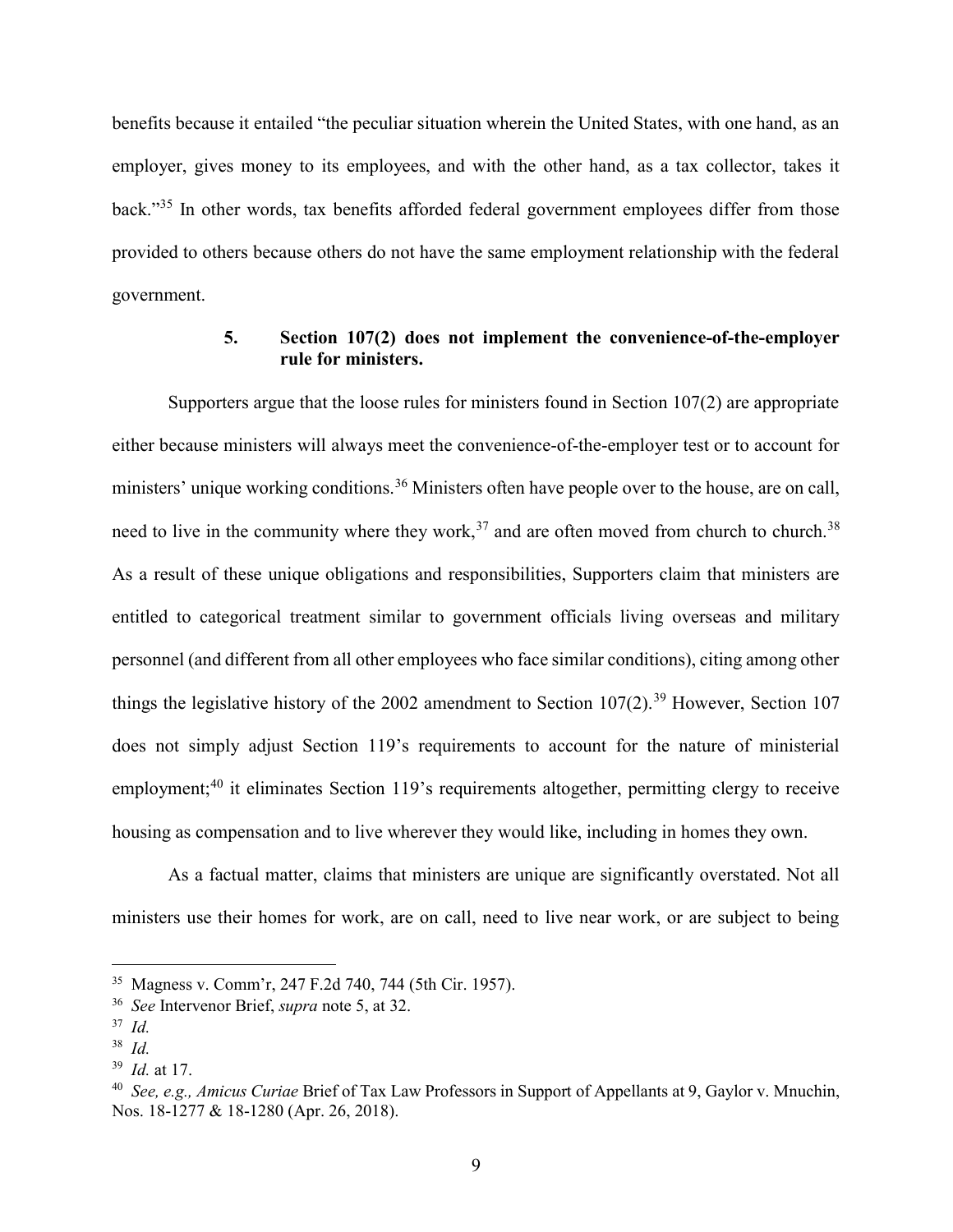benefits because it entailed "the peculiar situation wherein the United States, with one hand, as an employer, gives money to its employees, and with the other hand, as a tax collector, takes it back."[35] In other words, tax benefits afforded federal government employees differ from those provided to others because others do not have the same employment relationship with the federal government.

### 5. Section 107(2) does not implement the convenience-of-the-employer rule for ministers.

Supporters argue that the loose rules for ministers found in Section 107(2) are appropriate either because ministers will always meet the convenience-of-the-employer test or to account for ministers' unique working conditions.[36] Ministers often have people over to the house, are on call, need to live in the community where they work,[37] and are often moved from church to church.[38] As a result of these unique obligations and responsibilities, Supporters claim that ministers are entitled to categorical treatment similar to government officials living overseas and military personnel (and different from all other employees who face similar conditions), citing among other things the legislative history of the 2002 amendment to Section 107(2).[39] However, Section 107 does not simply adjust Section 119's requirements to account for the nature of ministerial employment;[40] it eliminates Section 119's requirements altogether, permitting clergy to receive housing as compensation and to live wherever they would like, including in homes they own.

As a factual matter, claims that ministers are unique are significantly overstated. Not all ministers use their homes for work, are on call, need to live near work, or are subject to being

---

[35] Magness v. Comm'r, 247 F.2d 740, 744 (5th Cir. 1957).

[36] *See* Intervenor Brief, *supra* note 5, at 32.

[37] *Id.*

[38] *Id.*

[39] *Id.* at 17.

[40] *See, e.g., Amicus Curiae* Brief of Tax Law Professors in Support of Appellants at 9, Gaylor v. Mnuchin, Nos. 18-1277 & 18-1280 (Apr. 26, 2018).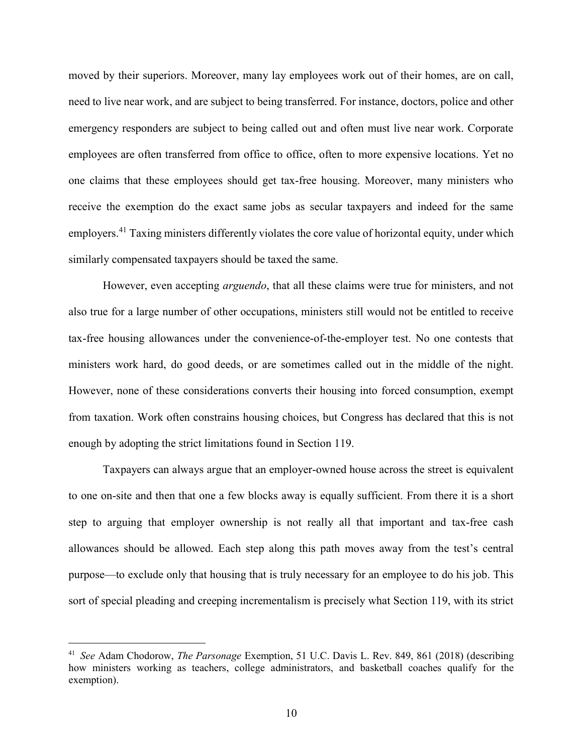moved by their superiors. Moreover, many lay employees work out of their homes, are on call, need to live near work, and are subject to being transferred. For instance, doctors, police and other emergency responders are subject to being called out and often must live near work. Corporate employees are often transferred from office to office, often to more expensive locations. Yet no one claims that these employees should get tax-free housing. Moreover, many ministers who receive the exemption do the exact same jobs as secular taxpayers and indeed for the same employers.[41] Taxing ministers differently violates the core value of horizontal equity, under which similarly compensated taxpayers should be taxed the same.

However, even accepting *arguendo*, that all these claims were true for ministers, and not also true for a large number of other occupations, ministers still would not be entitled to receive tax-free housing allowances under the convenience-of-the-employer test. No one contests that ministers work hard, do good deeds, or are sometimes called out in the middle of the night. However, none of these considerations converts their housing into forced consumption, exempt from taxation. Work often constrains housing choices, but Congress has declared that this is not enough by adopting the strict limitations found in Section 119.

Taxpayers can always argue that an employer-owned house across the street is equivalent to one on-site and then that one a few blocks away is equally sufficient. From there it is a short step to arguing that employer ownership is not really all that important and tax-free cash allowances should be allowed. Each step along this path moves away from the test's central purpose—to exclude only that housing that is truly necessary for an employee to do his job. This sort of special pleading and creeping incrementalism is precisely what Section 119, with its strict

---

[41] *See* Adam Chodorow, *The Parsonage* Exemption, 51 U.C. Davis L. Rev. 849, 861 (2018) (describing how ministers working as teachers, college administrators, and basketball coaches qualify for the exemption).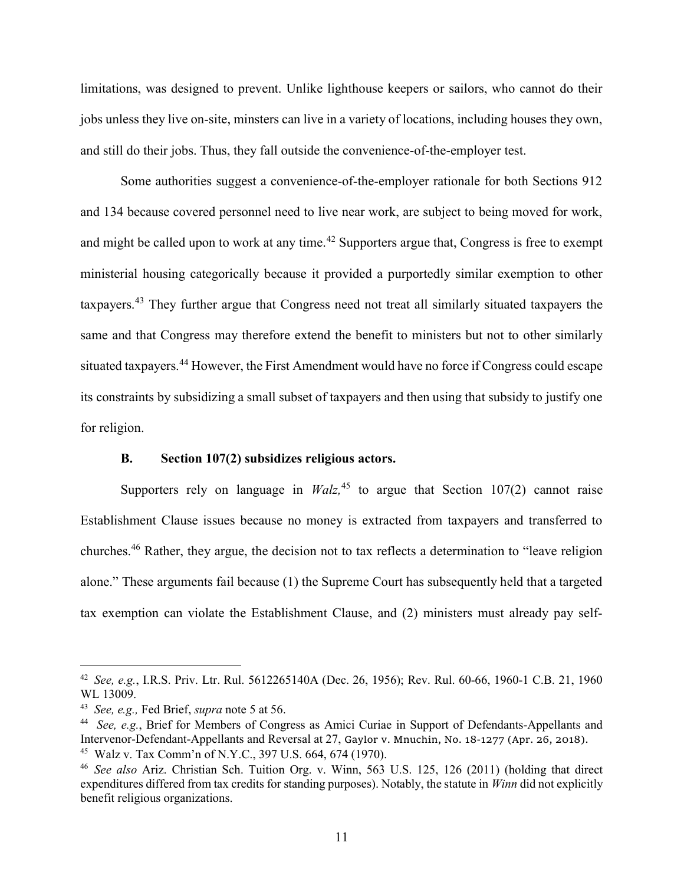limitations, was designed to prevent. Unlike lighthouse keepers or sailors, who cannot do their jobs unless they live on-site, minsters can live in a variety of locations, including houses they own, and still do their jobs. Thus, they fall outside the convenience-of-the-employer test.

Some authorities suggest a convenience-of-the-employer rationale for both Sections 912 and 134 because covered personnel need to live near work, are subject to being moved for work, and might be called upon to work at any time.[42] Supporters argue that, Congress is free to exempt ministerial housing categorically because it provided a purportedly similar exemption to other taxpayers.[43] They further argue that Congress need not treat all similarly situated taxpayers the same and that Congress may therefore extend the benefit to ministers but not to other similarly situated taxpayers.[44] However, the First Amendment would have no force if Congress could escape its constraints by subsidizing a small subset of taxpayers and then using that subsidy to justify one for religion.

### B. Section 107(2) subsidizes religious actors.

Supporters rely on language in *Walz,*[45] to argue that Section 107(2) cannot raise Establishment Clause issues because no money is extracted from taxpayers and transferred to churches.[46] Rather, they argue, the decision not to tax reflects a determination to "leave religion alone." These arguments fail because (1) the Supreme Court has subsequently held that a targeted tax exemption can violate the Establishment Clause, and (2) ministers must already pay self-

---

[42] *See, e.g.*, I.R.S. Priv. Ltr. Rul. 5612265140A (Dec. 26, 1956); Rev. Rul. 60-66, 1960-1 C.B. 21, 1960 WL 13009.

[43] *See, e.g.,* Fed Brief, *supra* note 5 at 56.

[44] *See, e.g.*, Brief for Members of Congress as Amici Curiae in Support of Defendants-Appellants and Intervenor-Defendant-Appellants and Reversal at 27, Gaylor v. Mnuchin, No. 18-1277 (Apr. 26, 2018).

[45] Walz v. Tax Comm'n of N.Y.C., 397 U.S. 664, 674 (1970).

[46] *See also* Ariz. Christian Sch. Tuition Org. v. Winn, 563 U.S. 125, 126 (2011) (holding that direct expenditures differed from tax credits for standing purposes). Notably, the statute in *Winn* did not explicitly benefit religious organizations.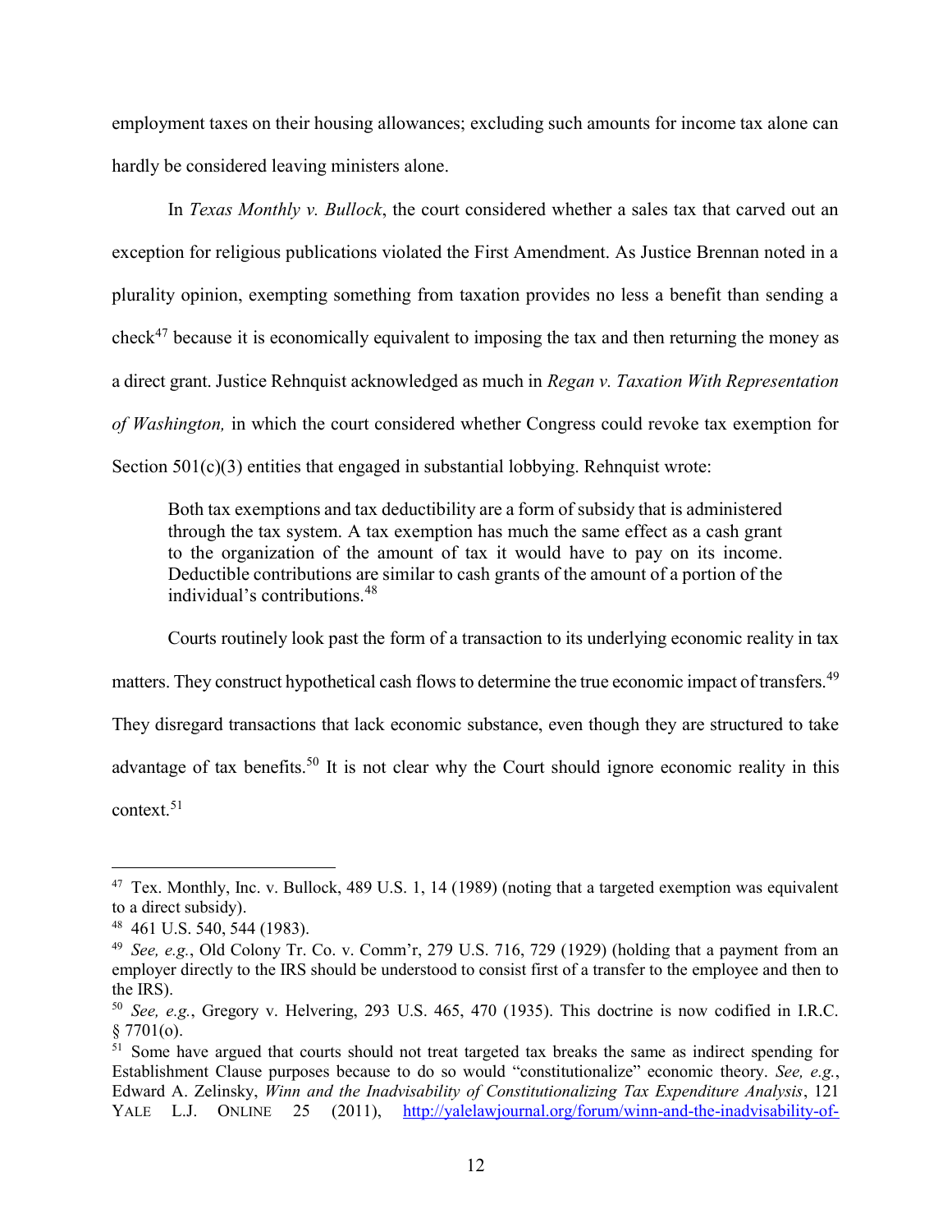employment taxes on their housing allowances; excluding such amounts for income tax alone can hardly be considered leaving ministers alone.

In *Texas Monthly v. Bullock*, the court considered whether a sales tax that carved out an exception for religious publications violated the First Amendment. As Justice Brennan noted in a plurality opinion, exempting something from taxation provides no less a benefit than sending a check[47] because it is economically equivalent to imposing the tax and then returning the money as a direct grant. Justice Rehnquist acknowledged as much in *Regan v. Taxation With Representation of Washington,* in which the court considered whether Congress could revoke tax exemption for Section 501(c)(3) entities that engaged in substantial lobbying. Rehnquist wrote:

> Both tax exemptions and tax deductibility are a form of subsidy that is administered through the tax system. A tax exemption has much the same effect as a cash grant to the organization of the amount of tax it would have to pay on its income. Deductible contributions are similar to cash grants of the amount of a portion of the individual's contributions.[48]

Courts routinely look past the form of a transaction to its underlying economic reality in tax matters. They construct hypothetical cash flows to determine the true economic impact of transfers.[49] They disregard transactions that lack economic substance, even though they are structured to take advantage of tax benefits.[50] It is not clear why the Court should ignore economic reality in this context.[51]

---

[47] Tex. Monthly, Inc. v. Bullock, 489 U.S. 1, 14 (1989) (noting that a targeted exemption was equivalent to a direct subsidy).

[48] 461 U.S. 540, 544 (1983).

[49] *See, e.g.*, Old Colony Tr. Co. v. Comm'r, 279 U.S. 716, 729 (1929) (holding that a payment from an employer directly to the IRS should be understood to consist first of a transfer to the employee and then to the IRS).

[50] *See, e.g.*, Gregory v. Helvering, 293 U.S. 465, 470 (1935). This doctrine is now codified in I.R.C. § 7701(o).

[51] Some have argued that courts should not treat targeted tax breaks the same as indirect spending for Establishment Clause purposes because to do so would "constitutionalize" economic theory. *See, e.g.*, Edward A. Zelinsky, *Winn and the Inadvisability of Constitutionalizing Tax Expenditure Analysis*, 121 YALE L.J. ONLINE 25 (2011), http://yalelawjournal.org/forum/winn-and-the-inadvisability-of-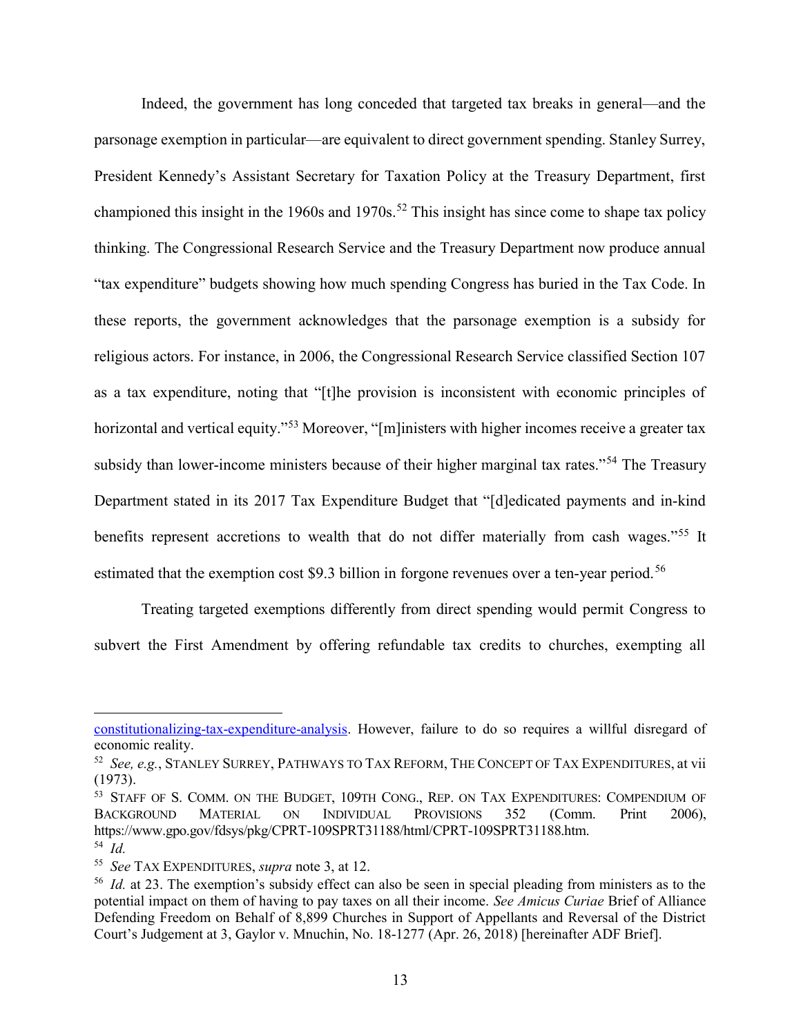Indeed, the government has long conceded that targeted tax breaks in general—and the parsonage exemption in particular—are equivalent to direct government spending. Stanley Surrey, President Kennedy's Assistant Secretary for Taxation Policy at the Treasury Department, first championed this insight in the 1960s and 1970s.[52] This insight has since come to shape tax policy thinking. The Congressional Research Service and the Treasury Department now produce annual "tax expenditure" budgets showing how much spending Congress has buried in the Tax Code. In these reports, the government acknowledges that the parsonage exemption is a subsidy for religious actors. For instance, in 2006, the Congressional Research Service classified Section 107 as a tax expenditure, noting that "[t]he provision is inconsistent with economic principles of horizontal and vertical equity."[53] Moreover, "[m]inisters with higher incomes receive a greater tax subsidy than lower-income ministers because of their higher marginal tax rates."[54] The Treasury Department stated in its 2017 Tax Expenditure Budget that "[d]edicated payments and in-kind benefits represent accretions to wealth that do not differ materially from cash wages."[55] It estimated that the exemption cost $9.3 billion in forgone revenues over a ten-year period.[56]

Treating targeted exemptions differently from direct spending would permit Congress to subvert the First Amendment by offering refundable tax credits to churches, exempting all

---

constitutionalizing-tax-expenditure-analysis. However, failure to do so requires a willful disregard of economic reality.

[52] *See, e.g.*, STANLEY SURREY, PATHWAYS TO TAX REFORM, THE CONCEPT OF TAX EXPENDITURES, at vii (1973).

[53] STAFF OF S. COMM. ON THE BUDGET, 109TH CONG., REP. ON TAX EXPENDITURES: COMPENDIUM OF BACKGROUND MATERIAL ON INDIVIDUAL PROVISIONS 352 (Comm. Print 2006), https://www.gpo.gov/fdsys/pkg/CPRT-109SPRT31188/html/CPRT-109SPRT31188.htm.

[54] *Id.*

[55] *See* TAX EXPENDITURES, *supra* note 3, at 12.

[56] *Id.* at 23. The exemption's subsidy effect can also be seen in special pleading from ministers as to the potential impact on them of having to pay taxes on all their income. *See Amicus Curiae* Brief of Alliance Defending Freedom on Behalf of 8,899 Churches in Support of Appellants and Reversal of the District Court's Judgement at 3, Gaylor v. Mnuchin, No. 18-1277 (Apr. 26, 2018) [hereinafter ADF Brief].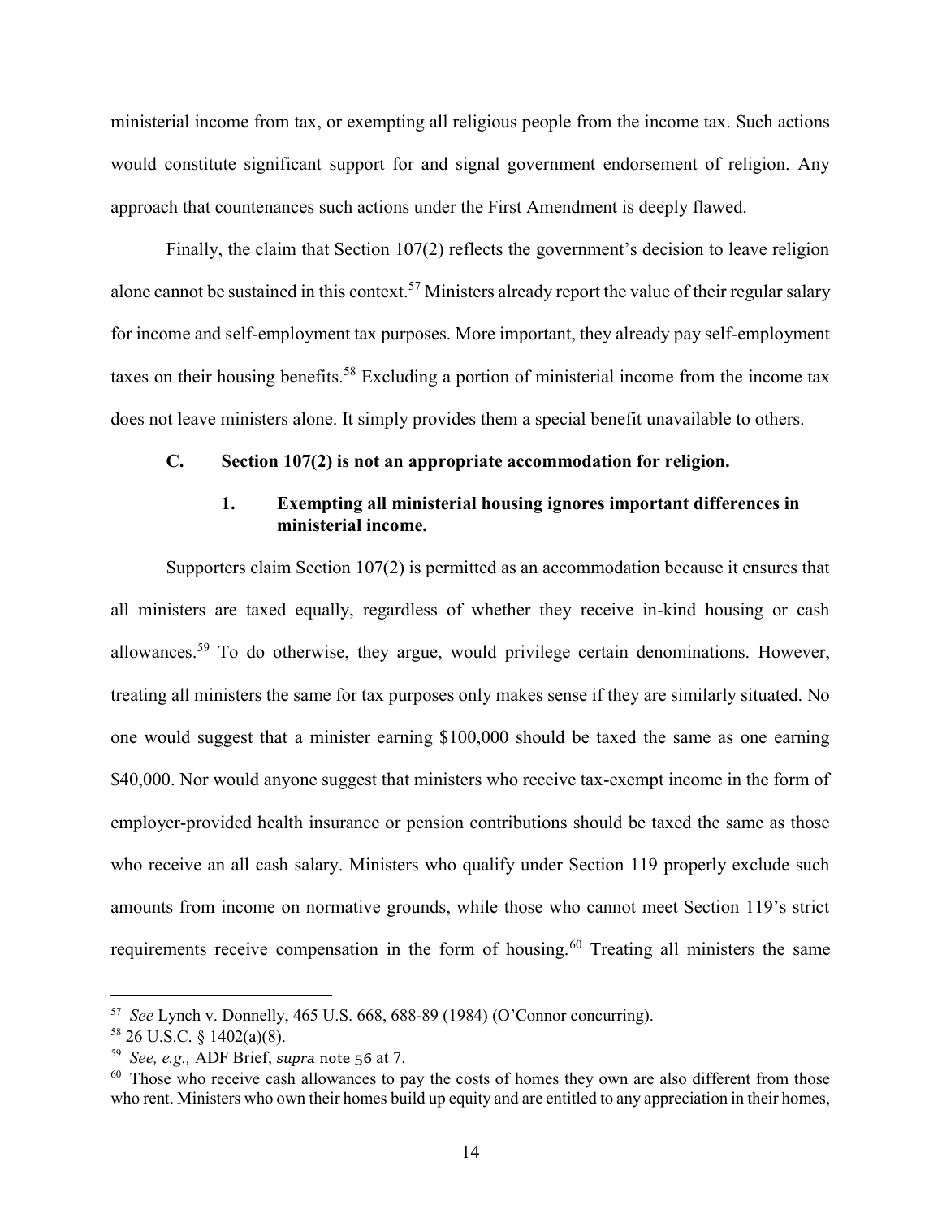ministerial income from tax, or exempting all religious people from the income tax. Such actions would constitute significant support for and signal government endorsement of religion. Any approach that countenances such actions under the First Amendment is deeply flawed.

Finally, the claim that Section 107(2) reflects the government's decision to leave religion alone cannot be sustained in this context.[57] Ministers already report the value of their regular salary for income and self-employment tax purposes. More important, they already pay self-employment taxes on their housing benefits.[58] Excluding a portion of ministerial income from the income tax does not leave ministers alone. It simply provides them a special benefit unavailable to others.

### C. Section 107(2) is not an appropriate accommodation for religion.

#### 1. Exempting all ministerial housing ignores important differences in ministerial income.

Supporters claim Section 107(2) is permitted as an accommodation because it ensures that all ministers are taxed equally, regardless of whether they receive in-kind housing or cash allowances.[59] To do otherwise, they argue, would privilege certain denominations. However, treating all ministers the same for tax purposes only makes sense if they are similarly situated. No one would suggest that a minister earning $100,000 should be taxed the same as one earning $40,000. Nor would anyone suggest that ministers who receive tax-exempt income in the form of employer-provided health insurance or pension contributions should be taxed the same as those who receive an all cash salary. Ministers who qualify under Section 119 properly exclude such amounts from income on normative grounds, while those who cannot meet Section 119's strict requirements receive compensation in the form of housing.[60] Treating all ministers the same

---

[57] *See* Lynch v. Donnelly, 465 U.S. 668, 688-89 (1984) (O'Connor concurring).

[58] 26 U.S.C. § 1402(a)(8).

[59] *See, e.g.,* ADF Brief, *supra* note 56 at 7.

[60] Those who receive cash allowances to pay the costs of homes they own are also different from those who rent. Ministers who own their homes build up equity and are entitled to any appreciation in their homes,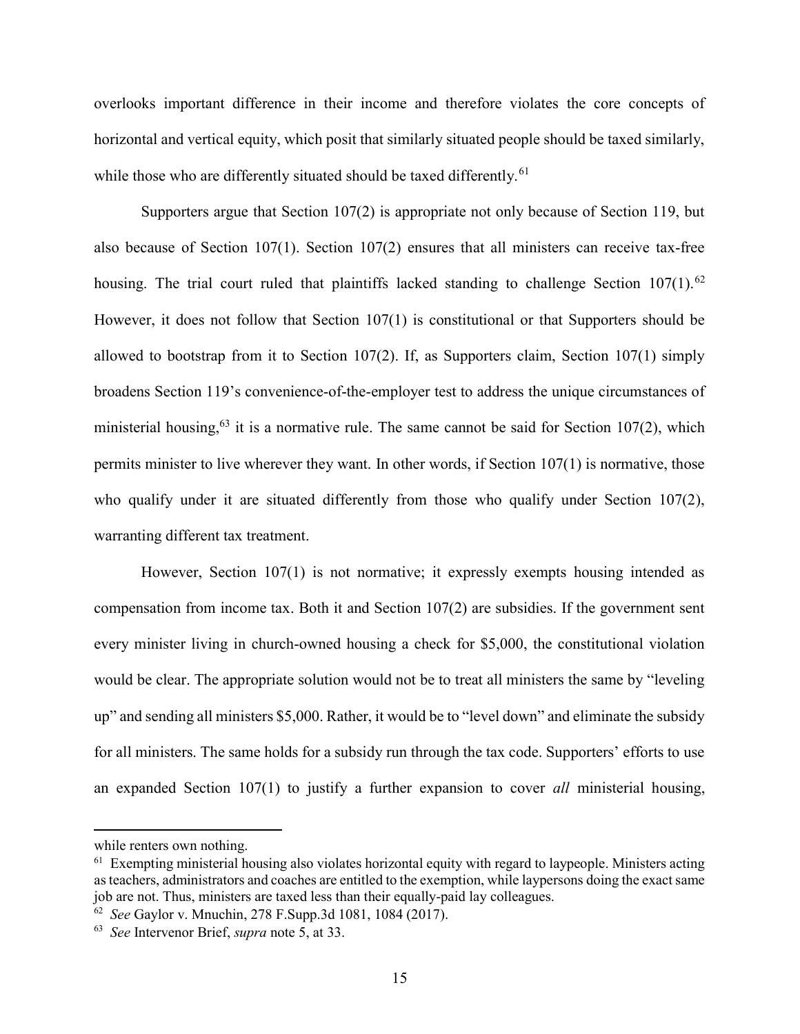overlooks important difference in their income and therefore violates the core concepts of horizontal and vertical equity, which posit that similarly situated people should be taxed similarly, while those who are differently situated should be taxed differently.[61]

Supporters argue that Section 107(2) is appropriate not only because of Section 119, but also because of Section 107(1). Section 107(2) ensures that all ministers can receive tax-free housing. The trial court ruled that plaintiffs lacked standing to challenge Section 107(1).[62] However, it does not follow that Section 107(1) is constitutional or that Supporters should be allowed to bootstrap from it to Section 107(2). If, as Supporters claim, Section 107(1) simply broadens Section 119's convenience-of-the-employer test to address the unique circumstances of ministerial housing,[63] it is a normative rule. The same cannot be said for Section 107(2), which permits minister to live wherever they want. In other words, if Section 107(1) is normative, those who qualify under it are situated differently from those who qualify under Section 107(2), warranting different tax treatment.

However, Section 107(1) is not normative; it expressly exempts housing intended as compensation from income tax. Both it and Section 107(2) are subsidies. If the government sent every minister living in church-owned housing a check for $5,000, the constitutional violation would be clear. The appropriate solution would not be to treat all ministers the same by "leveling up" and sending all ministers $5,000. Rather, it would be to "level down" and eliminate the subsidy for all ministers. The same holds for a subsidy run through the tax code. Supporters' efforts to use an expanded Section 107(1) to justify a further expansion to cover *all* ministerial housing,

---

while renters own nothing.

[61] Exempting ministerial housing also violates horizontal equity with regard to laypeople. Ministers acting as teachers, administrators and coaches are entitled to the exemption, while laypersons doing the exact same job are not. Thus, ministers are taxed less than their equally-paid lay colleagues.

[62] *See* Gaylor v. Mnuchin, 278 F.Supp.3d 1081, 1084 (2017).

[63] *See* Intervenor Brief, *supra* note 5, at 33.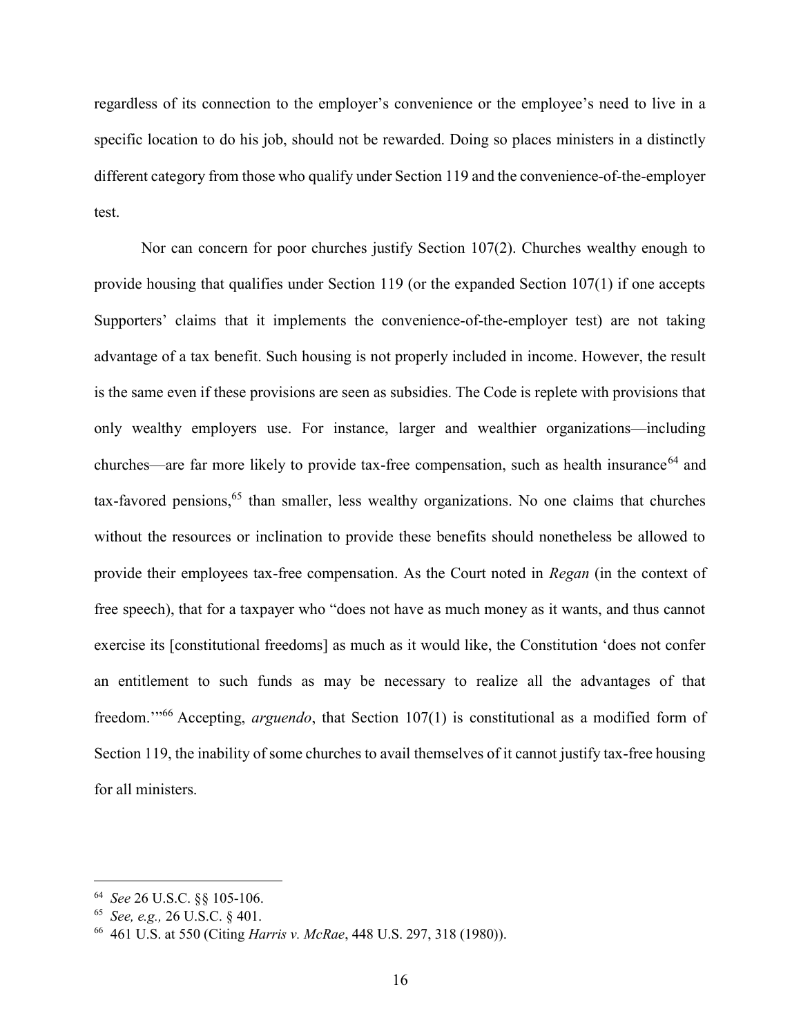regardless of its connection to the employer's convenience or the employee's need to live in a specific location to do his job, should not be rewarded. Doing so places ministers in a distinctly different category from those who qualify under Section 119 and the convenience-of-the-employer test.

Nor can concern for poor churches justify Section 107(2). Churches wealthy enough to provide housing that qualifies under Section 119 (or the expanded Section 107(1) if one accepts Supporters' claims that it implements the convenience-of-the-employer test) are not taking advantage of a tax benefit. Such housing is not properly included in income. However, the result is the same even if these provisions are seen as subsidies. The Code is replete with provisions that only wealthy employers use. For instance, larger and wealthier organizations—including churches—are far more likely to provide tax-free compensation, such as health insurance[64] and tax-favored pensions,[65] than smaller, less wealthy organizations. No one claims that churches without the resources or inclination to provide these benefits should nonetheless be allowed to provide their employees tax-free compensation. As the Court noted in *Regan* (in the context of free speech), that for a taxpayer who "does not have as much money as it wants, and thus cannot exercise its [constitutional freedoms] as much as it would like, the Constitution 'does not confer an entitlement to such funds as may be necessary to realize all the advantages of that freedom.'"[66] Accepting, *arguendo*, that Section 107(1) is constitutional as a modified form of Section 119, the inability of some churches to avail themselves of it cannot justify tax-free housing for all ministers.

---

[64] *See* 26 U.S.C. §§ 105-106.

[65] *See, e.g.,* 26 U.S.C. § 401.

[66] 461 U.S. at 550 (Citing *Harris v. McRae*, 448 U.S. 297, 318 (1980)).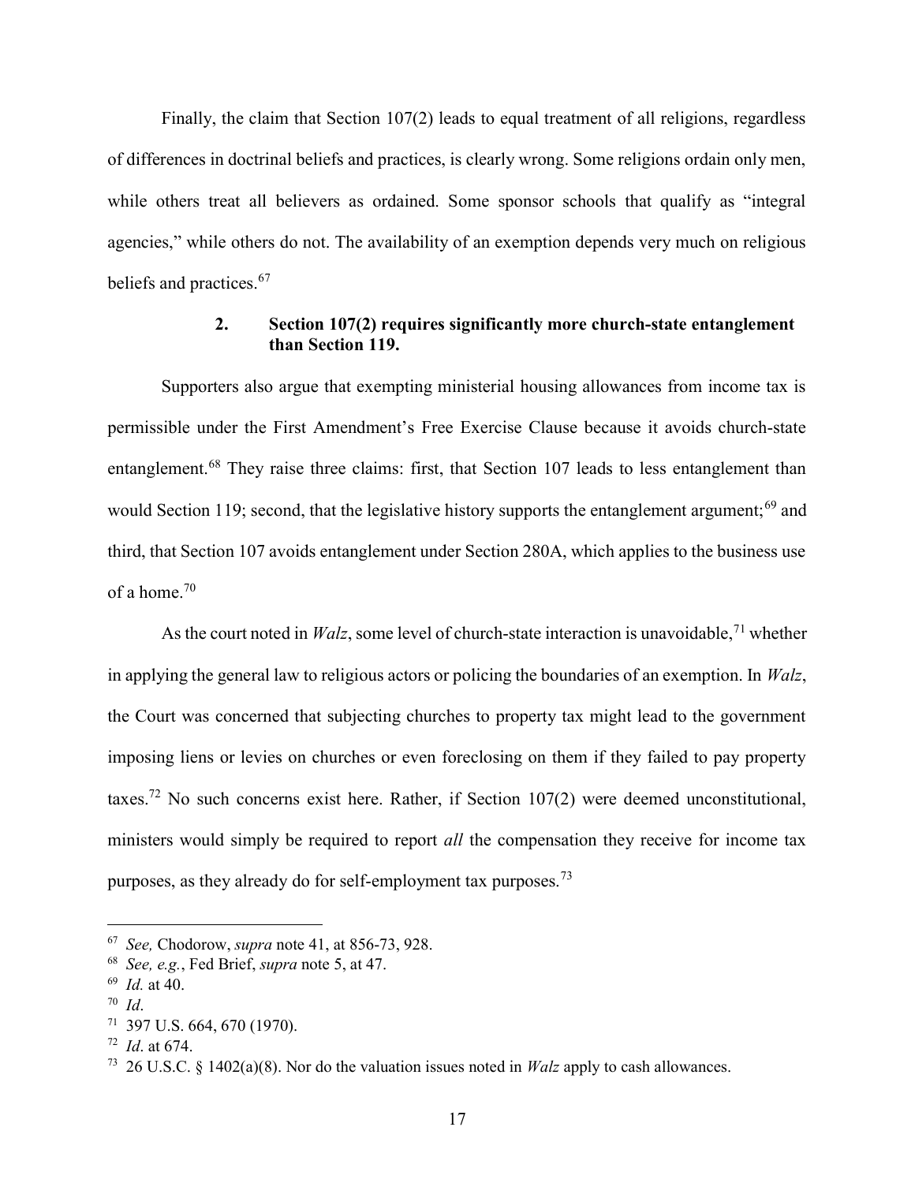Finally, the claim that Section 107(2) leads to equal treatment of all religions, regardless of differences in doctrinal beliefs and practices, is clearly wrong. Some religions ordain only men, while others treat all believers as ordained. Some sponsor schools that qualify as "integral agencies," while others do not. The availability of an exemption depends very much on religious beliefs and practices.[67]

### 2. Section 107(2) requires significantly more church-state entanglement than Section 119.

Supporters also argue that exempting ministerial housing allowances from income tax is permissible under the First Amendment's Free Exercise Clause because it avoids church-state entanglement.[68] They raise three claims: first, that Section 107 leads to less entanglement than would Section 119; second, that the legislative history supports the entanglement argument;[69] and third, that Section 107 avoids entanglement under Section 280A, which applies to the business use of a home.[70]

As the court noted in *Walz*, some level of church-state interaction is unavoidable,[71] whether in applying the general law to religious actors or policing the boundaries of an exemption. In *Walz*, the Court was concerned that subjecting churches to property tax might lead to the government imposing liens or levies on churches or even foreclosing on them if they failed to pay property taxes.[72] No such concerns exist here. Rather, if Section 107(2) were deemed unconstitutional, ministers would simply be required to report *all* the compensation they receive for income tax purposes, as they already do for self-employment tax purposes.[73]

---

[67] *See,* Chodorow, *supra* note 41, at 856-73, 928.

[68] *See, e.g.*, Fed Brief, *supra* note 5, at 47.

[69] *Id.* at 40.

[70] *Id*.

[71] 397 U.S. 664, 670 (1970).

[72] *Id*. at 674.

[73] 26 U.S.C. § 1402(a)(8). Nor do the valuation issues noted in *Walz* apply to cash allowances.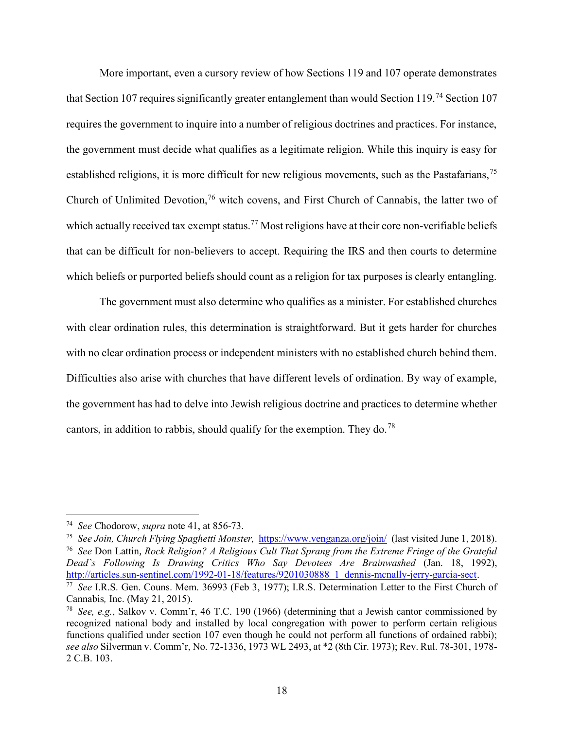More important, even a cursory review of how Sections 119 and 107 operate demonstrates that Section 107 requires significantly greater entanglement than would Section 119.[74] Section 107 requires the government to inquire into a number of religious doctrines and practices. For instance, the government must decide what qualifies as a legitimate religion. While this inquiry is easy for established religions, it is more difficult for new religious movements, such as the Pastafarians,[75] Church of Unlimited Devotion,[76] witch covens, and First Church of Cannabis, the latter two of which actually received tax exempt status.[77] Most religions have at their core non-verifiable beliefs that can be difficult for non-believers to accept. Requiring the IRS and then courts to determine which beliefs or purported beliefs should count as a religion for tax purposes is clearly entangling.

The government must also determine who qualifies as a minister. For established churches with clear ordination rules, this determination is straightforward. But it gets harder for churches with no clear ordination process or independent ministers with no established church behind them. Difficulties also arise with churches that have different levels of ordination. By way of example, the government has had to delve into Jewish religious doctrine and practices to determine whether cantors, in addition to rabbis, should qualify for the exemption. They do.[78]

---

[74] *See* Chodorow, *supra* note 41, at 856-73.

[75] *See Join, Church Flying Spaghetti Monster,* https://www.venganza.org/join/ (last visited June 1, 2018).

[76] *See* Don Lattin, *Rock Religion? A Religious Cult That Sprang from the Extreme Fringe of the Grateful Dead`s Following Is Drawing Critics Who Say Devotees Are Brainwashed* (Jan. 18, 1992), http://articles.sun-sentinel.com/1992-01-18/features/9201030888_1_dennis-mcnally-jerry-garcia-sect.

[77] *See* I.R.S. Gen. Couns. Mem. 36993 (Feb 3, 1977); I.R.S. Determination Letter to the First Church of Cannabis*,* Inc. (May 21, 2015).

[78] *See, e.g.*, Salkov v. Comm'r, 46 T.C. 190 (1966) (determining that a Jewish cantor commissioned by recognized national body and installed by local congregation with power to perform certain religious functions qualified under section 107 even though he could not perform all functions of ordained rabbi); *see also* Silverman v. Comm'r, No. 72-1336, 1973 WL 2493, at *2 (8th Cir. 1973); Rev. Rul. 78-301, 1978-2 C.B. 103.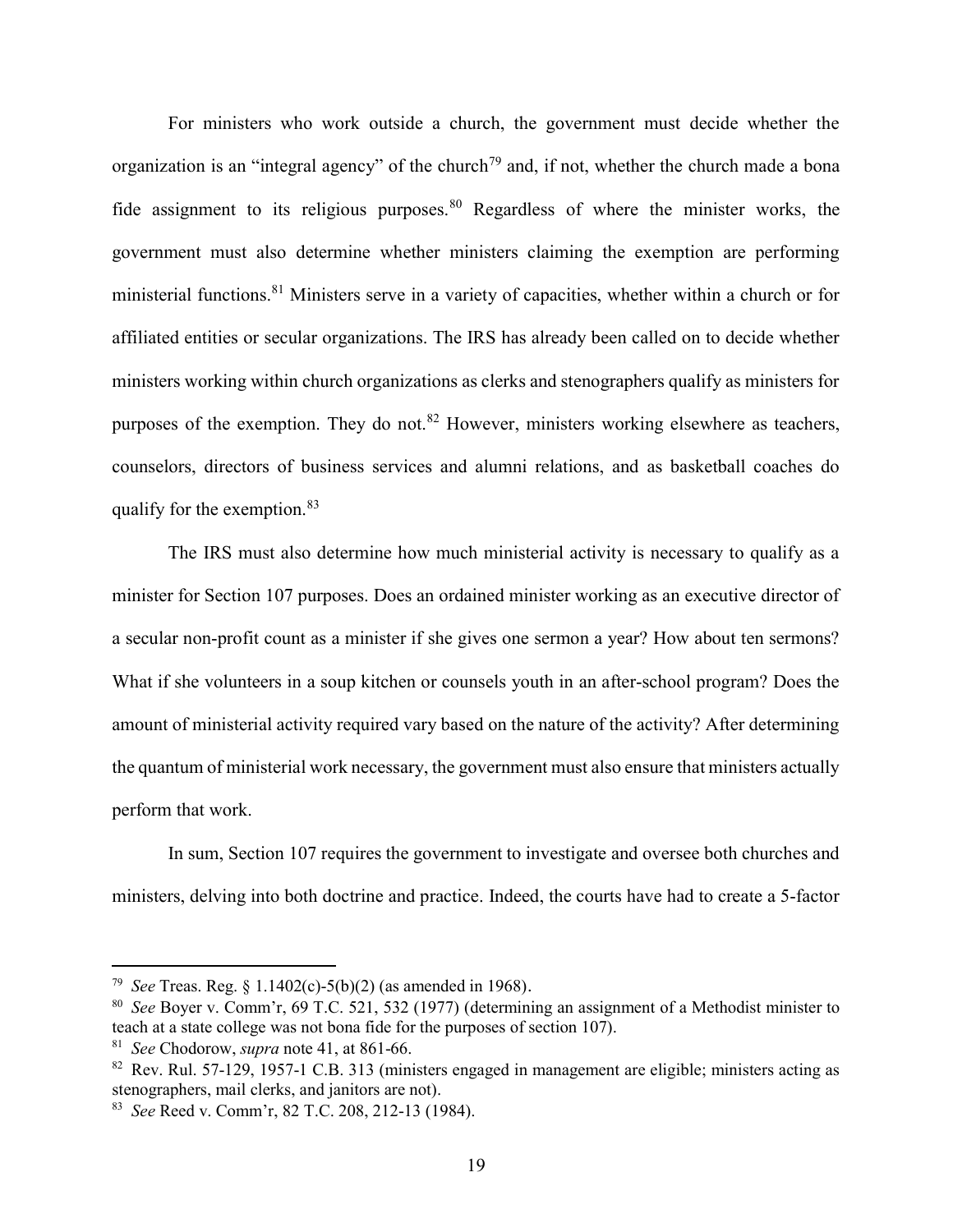For ministers who work outside a church, the government must decide whether the organization is an "integral agency" of the church[79] and, if not, whether the church made a bona fide assignment to its religious purposes.[80] Regardless of where the minister works, the government must also determine whether ministers claiming the exemption are performing ministerial functions.[81] Ministers serve in a variety of capacities, whether within a church or for affiliated entities or secular organizations. The IRS has already been called on to decide whether ministers working within church organizations as clerks and stenographers qualify as ministers for purposes of the exemption. They do not.[82] However, ministers working elsewhere as teachers, counselors, directors of business services and alumni relations, and as basketball coaches do qualify for the exemption.[83]

The IRS must also determine how much ministerial activity is necessary to qualify as a minister for Section 107 purposes. Does an ordained minister working as an executive director of a secular non-profit count as a minister if she gives one sermon a year? How about ten sermons? What if she volunteers in a soup kitchen or counsels youth in an after-school program? Does the amount of ministerial activity required vary based on the nature of the activity? After determining the quantum of ministerial work necessary, the government must also ensure that ministers actually perform that work.

In sum, Section 107 requires the government to investigate and oversee both churches and ministers, delving into both doctrine and practice. Indeed, the courts have had to create a 5-factor

---

[79] *See* Treas. Reg. § 1.1402(c)-5(b)(2) (as amended in 1968).

[80] *See* Boyer v. Comm'r, 69 T.C. 521, 532 (1977) (determining an assignment of a Methodist minister to teach at a state college was not bona fide for the purposes of section 107).

[81] *See* Chodorow, *supra* note 41, at 861-66.

[82] Rev. Rul. 57-129, 1957-1 C.B. 313 (ministers engaged in management are eligible; ministers acting as stenographers, mail clerks, and janitors are not).

[83] *See* Reed v. Comm'r, 82 T.C. 208, 212-13 (1984).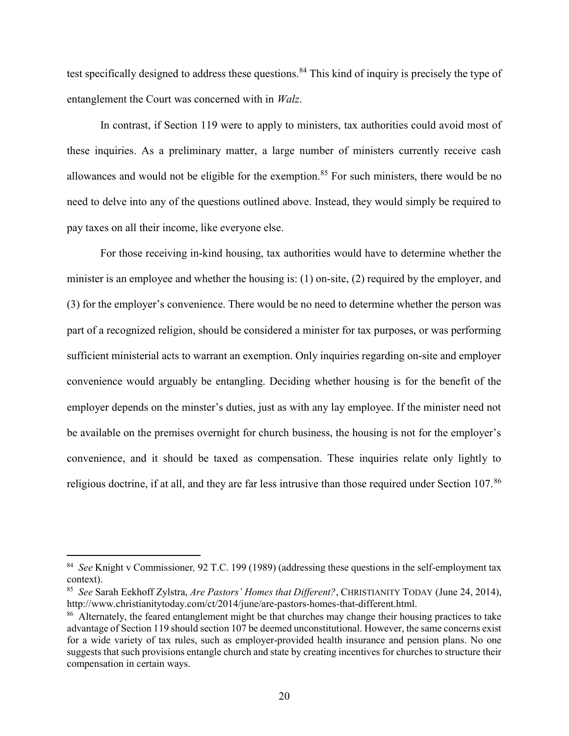test specifically designed to address these questions.[84] This kind of inquiry is precisely the type of entanglement the Court was concerned with in *Walz*.

In contrast, if Section 119 were to apply to ministers, tax authorities could avoid most of these inquiries. As a preliminary matter, a large number of ministers currently receive cash allowances and would not be eligible for the exemption.[85] For such ministers, there would be no need to delve into any of the questions outlined above. Instead, they would simply be required to pay taxes on all their income, like everyone else.

For those receiving in-kind housing, tax authorities would have to determine whether the minister is an employee and whether the housing is: (1) on-site, (2) required by the employer, and (3) for the employer's convenience. There would be no need to determine whether the person was part of a recognized religion, should be considered a minister for tax purposes, or was performing sufficient ministerial acts to warrant an exemption. Only inquiries regarding on-site and employer convenience would arguably be entangling. Deciding whether housing is for the benefit of the employer depends on the minster's duties, just as with any lay employee. If the minister need not be available on the premises overnight for church business, the housing is not for the employer's convenience, and it should be taxed as compensation. These inquiries relate only lightly to religious doctrine, if at all, and they are far less intrusive than those required under Section 107.[86]

---

[84] *See* Knight v Commissioner*,* 92 T.C. 199 (1989) (addressing these questions in the self-employment tax context).

[85] *See* Sarah Eekhoff Zylstra, *Are Pastors' Homes that Different?*, CHRISTIANITY TODAY (June 24, 2014), http://www.christianitytoday.com/ct/2014/june/are-pastors-homes-that-different.html.

[86] Alternately, the feared entanglement might be that churches may change their housing practices to take advantage of Section 119 should section 107 be deemed unconstitutional. However, the same concerns exist for a wide variety of tax rules, such as employer-provided health insurance and pension plans. No one suggests that such provisions entangle church and state by creating incentives for churches to structure their compensation in certain ways.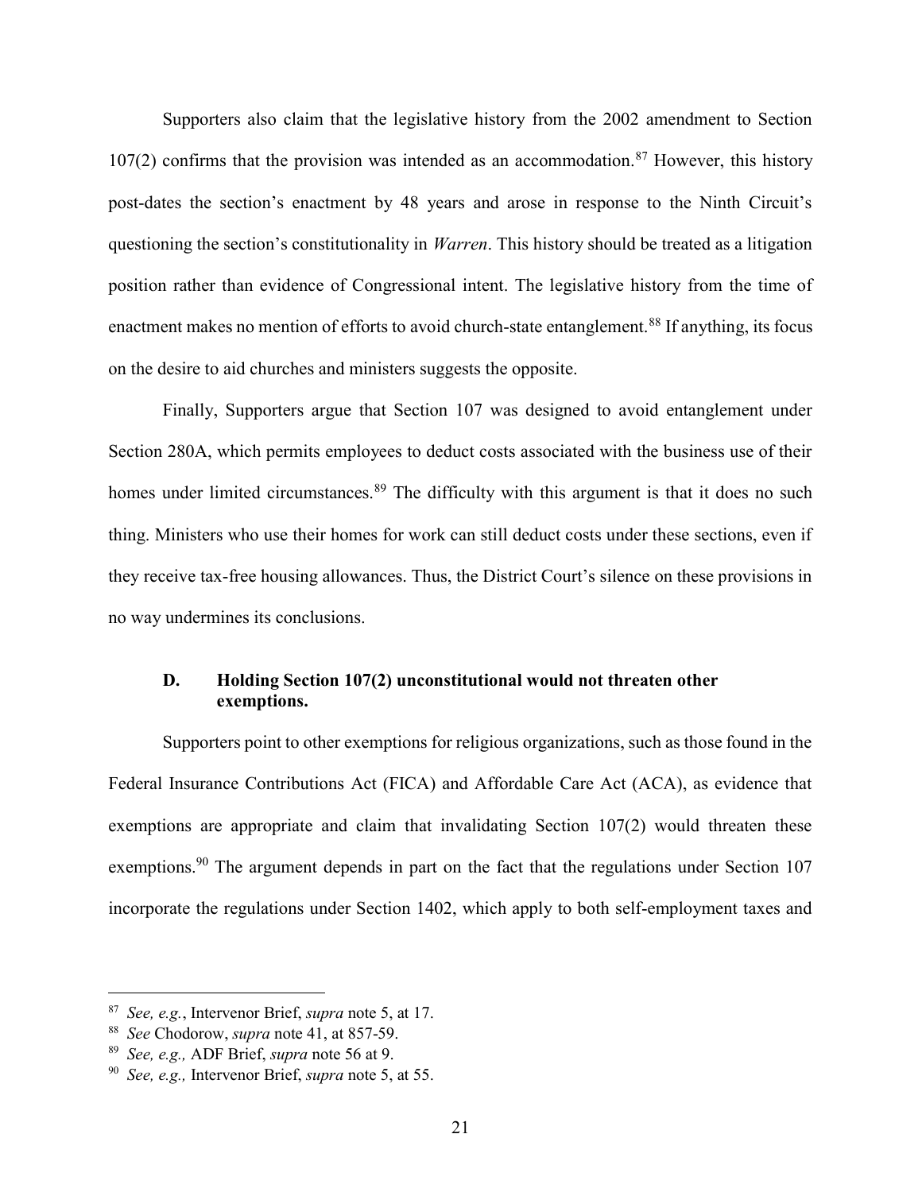Supporters also claim that the legislative history from the 2002 amendment to Section 107(2) confirms that the provision was intended as an accommodation.[87] However, this history post-dates the section's enactment by 48 years and arose in response to the Ninth Circuit's questioning the section's constitutionality in *Warren*. This history should be treated as a litigation position rather than evidence of Congressional intent. The legislative history from the time of enactment makes no mention of efforts to avoid church-state entanglement.[88] If anything, its focus on the desire to aid churches and ministers suggests the opposite.

Finally, Supporters argue that Section 107 was designed to avoid entanglement under Section 280A, which permits employees to deduct costs associated with the business use of their homes under limited circumstances.[89] The difficulty with this argument is that it does no such thing. Ministers who use their homes for work can still deduct costs under these sections, even if they receive tax-free housing allowances. Thus, the District Court's silence on these provisions in no way undermines its conclusions.

### D. Holding Section 107(2) unconstitutional would not threaten other exemptions.

Supporters point to other exemptions for religious organizations, such as those found in the Federal Insurance Contributions Act (FICA) and Affordable Care Act (ACA), as evidence that exemptions are appropriate and claim that invalidating Section 107(2) would threaten these exemptions.[90] The argument depends in part on the fact that the regulations under Section 107 incorporate the regulations under Section 1402, which apply to both self-employment taxes and

---

[87] *See, e.g.*, Intervenor Brief, *supra* note 5, at 17.

[88] *See* Chodorow, *supra* note 41, at 857-59.

[89] *See, e.g.,* ADF Brief, *supra* note 56 at 9.

[90] *See, e.g.,* Intervenor Brief, *supra* note 5, at 55.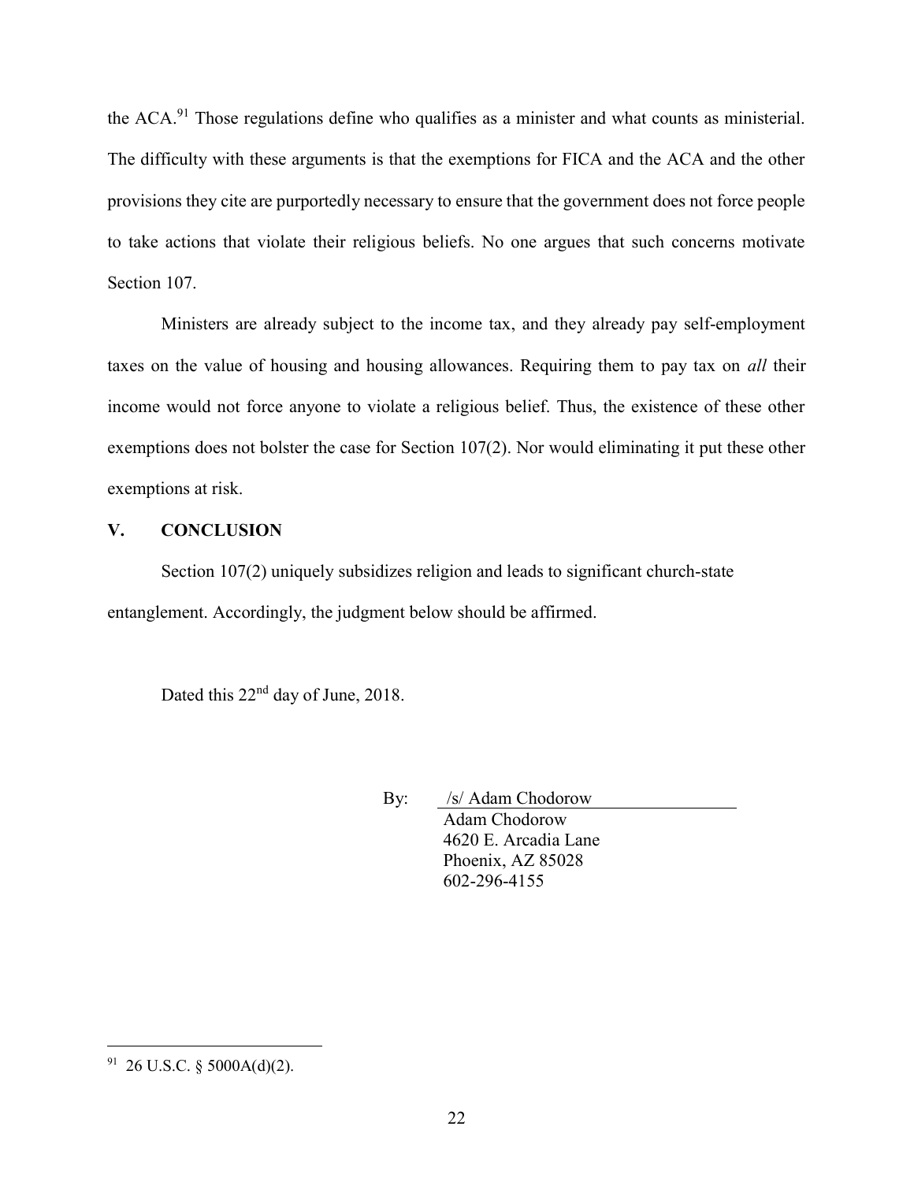the ACA.[91] Those regulations define who qualifies as a minister and what counts as ministerial. The difficulty with these arguments is that the exemptions for FICA and the ACA and the other provisions they cite are purportedly necessary to ensure that the government does not force people to take actions that violate their religious beliefs. No one argues that such concerns motivate Section 107.

Ministers are already subject to the income tax, and they already pay self-employment taxes on the value of housing and housing allowances. Requiring them to pay tax on *all* their income would not force anyone to violate a religious belief. Thus, the existence of these other exemptions does not bolster the case for Section 107(2). Nor would eliminating it put these other exemptions at risk.

## V. CONCLUSION

Section 107(2) uniquely subsidizes religion and leads to significant church-state entanglement. Accordingly, the judgment below should be affirmed.

Dated this 22nd day of June, 2018.

By: /s/ Adam Chodorow
Adam Chodorow
4620 E. Arcadia Lane
Phoenix, AZ 85028
602-296-4155

---

[91] 26 U.S.C. § 5000A(d)(2).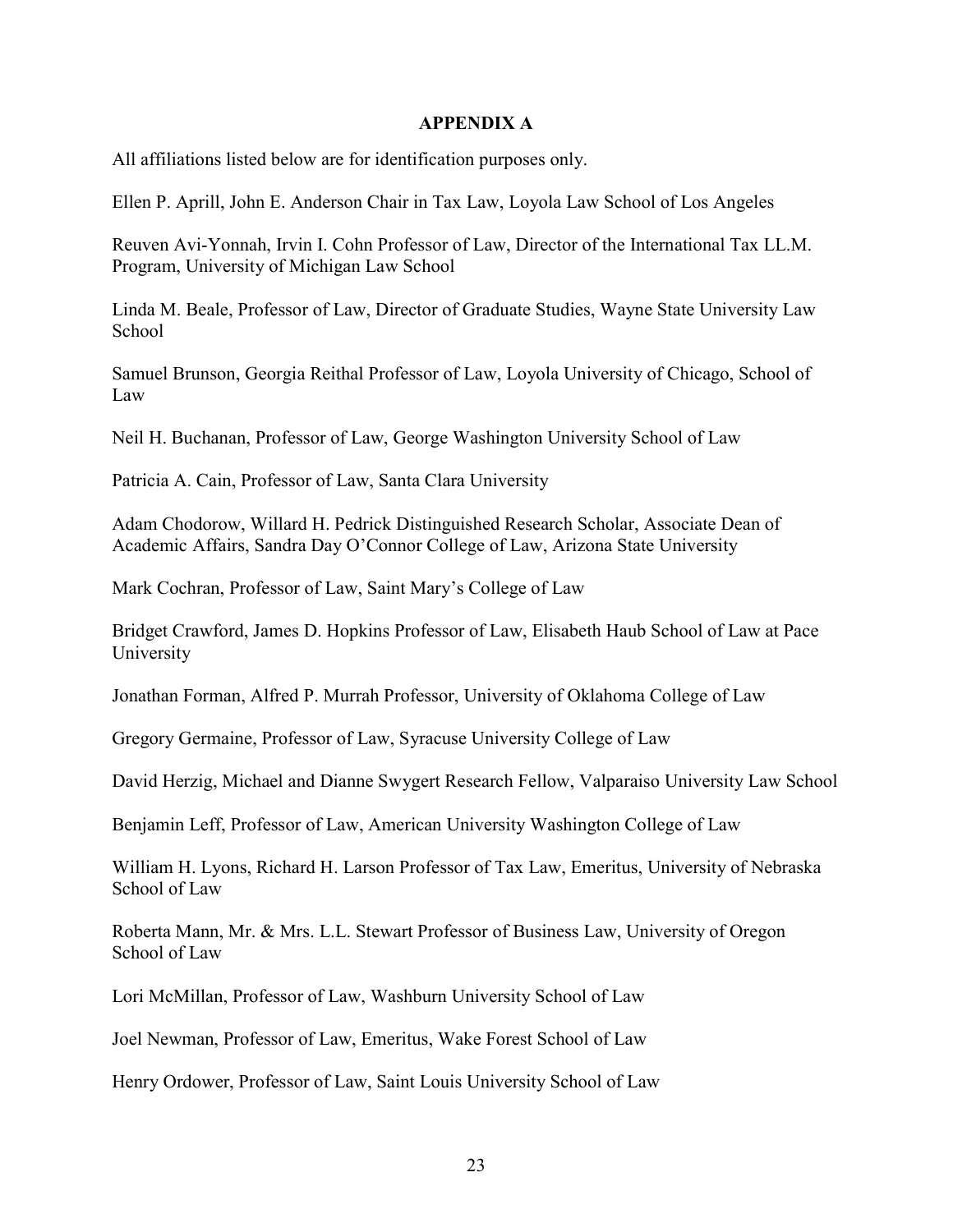## APPENDIX A

All affiliations listed below are for identification purposes only.

Ellen P. Aprill, John E. Anderson Chair in Tax Law, Loyola Law School of Los Angeles

Reuven Avi-Yonnah, Irvin I. Cohn Professor of Law, Director of the International Tax LL.M. Program, University of Michigan Law School

Linda M. Beale, Professor of Law, Director of Graduate Studies, Wayne State University Law School

Samuel Brunson, Georgia Reithal Professor of Law, Loyola University of Chicago, School of Law

Neil H. Buchanan, Professor of Law, George Washington University School of Law

Patricia A. Cain, Professor of Law, Santa Clara University

Adam Chodorow, Willard H. Pedrick Distinguished Research Scholar, Associate Dean of Academic Affairs, Sandra Day O'Connor College of Law, Arizona State University

Mark Cochran, Professor of Law, Saint Mary's College of Law

Bridget Crawford, James D. Hopkins Professor of Law, Elisabeth Haub School of Law at Pace University

Jonathan Forman, Alfred P. Murrah Professor, University of Oklahoma College of Law

Gregory Germaine, Professor of Law, Syracuse University College of Law

David Herzig, Michael and Dianne Swygert Research Fellow, Valparaiso University Law School

Benjamin Leff, Professor of Law, American University Washington College of Law

William H. Lyons, Richard H. Larson Professor of Tax Law, Emeritus, University of Nebraska School of Law

Roberta Mann, Mr. & Mrs. L.L. Stewart Professor of Business Law, University of Oregon School of Law

Lori McMillan, Professor of Law, Washburn University School of Law

Joel Newman, Professor of Law, Emeritus, Wake Forest School of Law

Henry Ordower, Professor of Law, Saint Louis University School of Law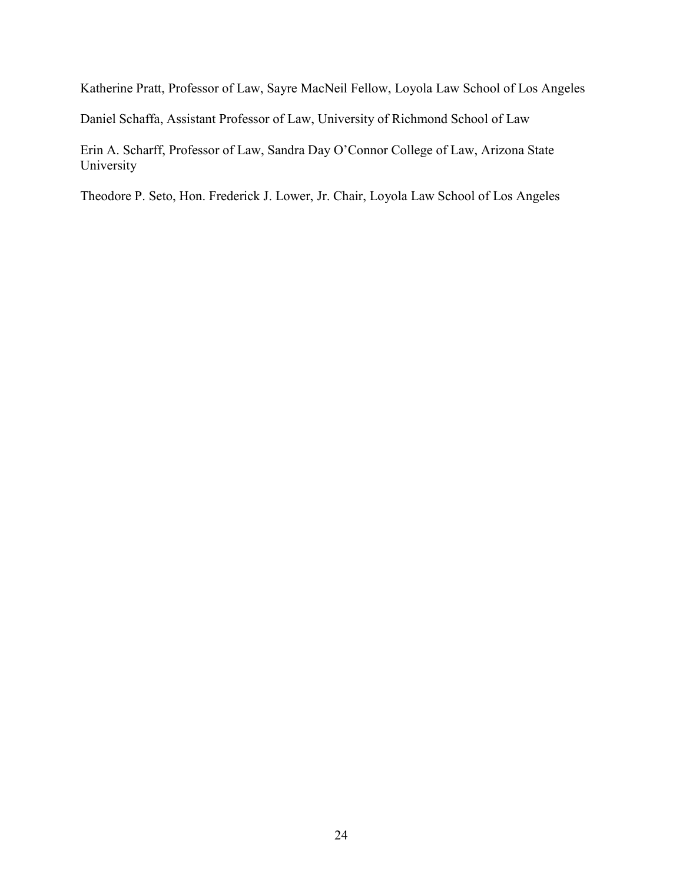Katherine Pratt, Professor of Law, Sayre MacNeil Fellow, Loyola Law School of Los Angeles

Daniel Schaffa, Assistant Professor of Law, University of Richmond School of Law

Erin A. Scharff, Professor of Law, Sandra Day O'Connor College of Law, Arizona State University

Theodore P. Seto, Hon. Frederick J. Lower, Jr. Chair, Loyola Law School of Los Angeles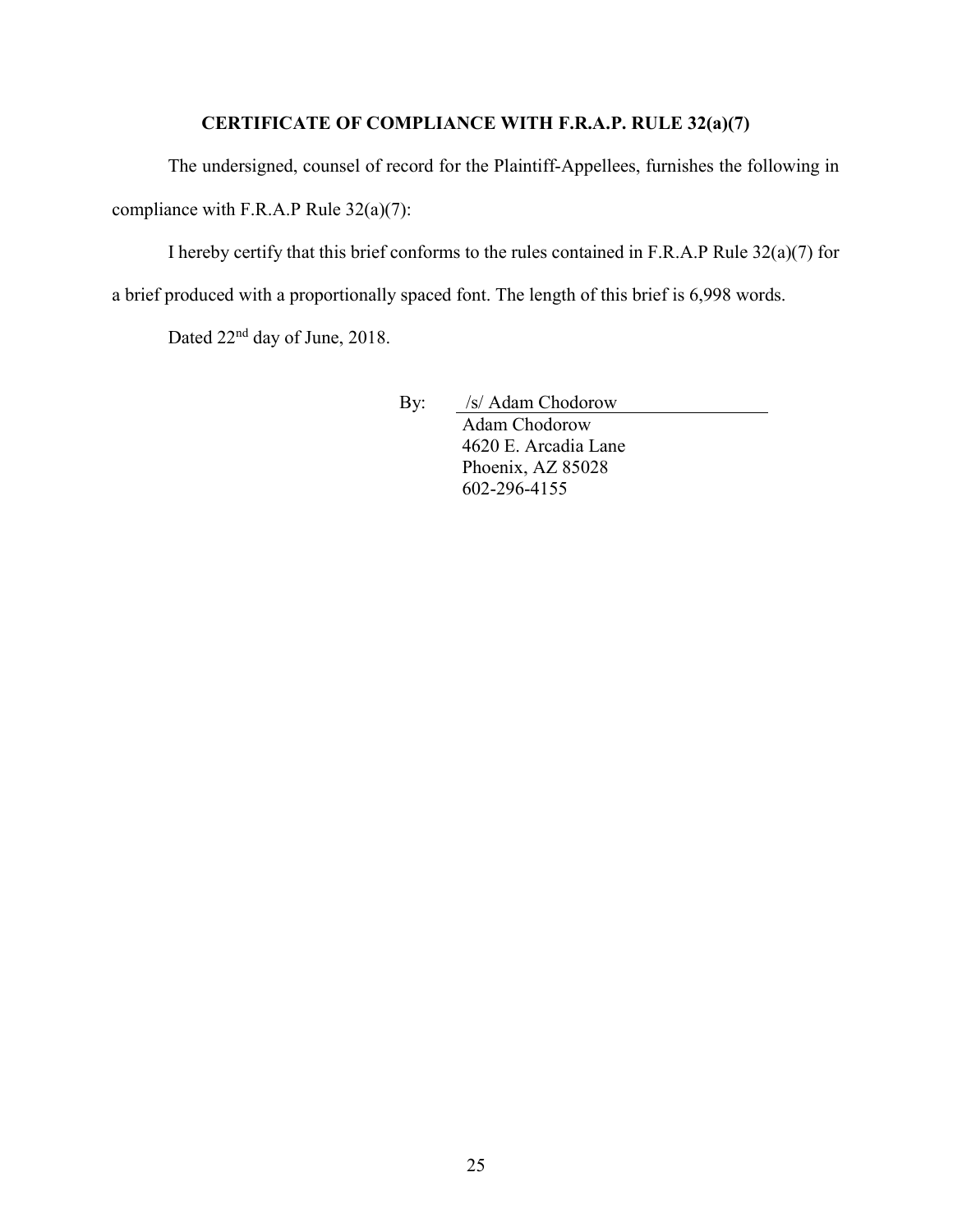## CERTIFICATE OF COMPLIANCE WITH F.R.A.P. RULE 32(a)(7)

The undersigned, counsel of record for the Plaintiff-Appellees, furnishes the following in compliance with F.R.A.P Rule 32(a)(7):

I hereby certify that this brief conforms to the rules contained in F.R.A.P Rule 32(a)(7) for a brief produced with a proportionally spaced font. The length of this brief is 6,998 words.

Dated 22nd day of June, 2018.

By: /s/ Adam Chodorow
Adam Chodorow
4620 E. Arcadia Lane
Phoenix, AZ 85028
602-296-4155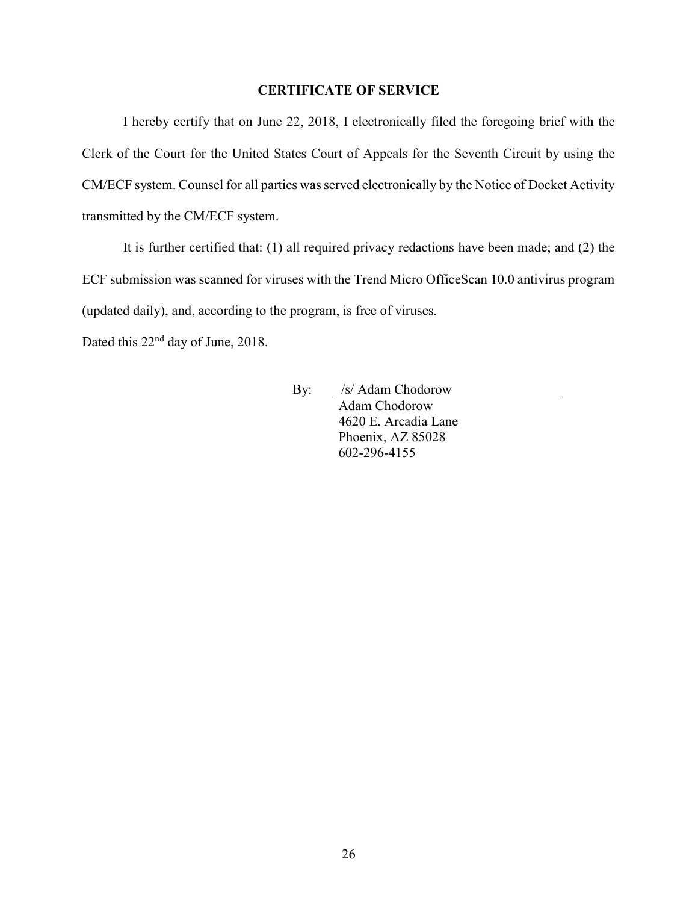# CERTIFICATE OF SERVICE

I hereby certify that on June 22, 2018, I electronically filed the foregoing brief with the Clerk of the Court for the United States Court of Appeals for the Seventh Circuit by using the CM/ECF system. Counsel for all parties was served electronically by the Notice of Docket Activity transmitted by the CM/ECF system.

It is further certified that: (1) all required privacy redactions have been made; and (2) the ECF submission was scanned for viruses with the Trend Micro OfficeScan 10.0 antivirus program (updated daily), and, according to the program, is free of viruses.

Dated this 22nd day of June, 2018.

By: /s/ Adam Chodorow
Adam Chodorow
4620 E. Arcadia Lane
Phoenix, AZ 85028
602-296-4155